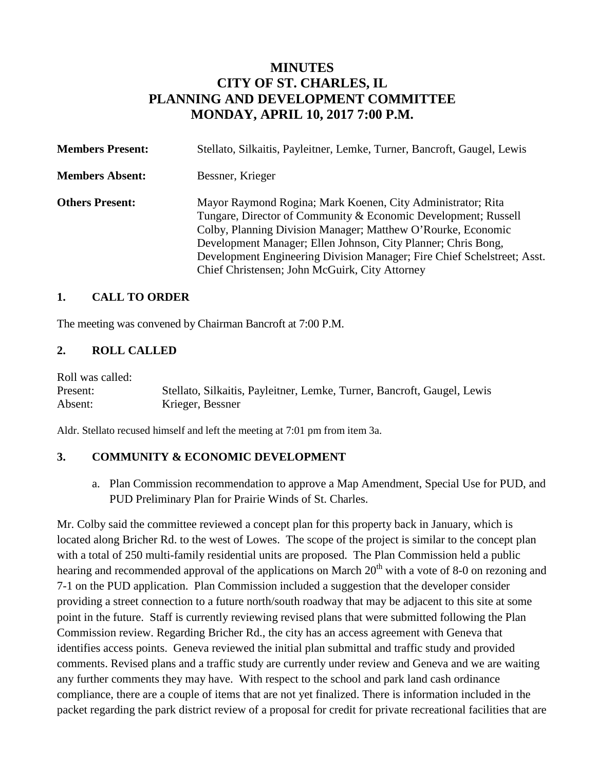# MINUTES
# CITY OF ST. CHARLES, IL
# PLANNING AND DEVELOPMENT COMMITTEE
# MONDAY, APRIL 10, 2017 7:00 P.M.

**Members Present:** Stellato, Silkaitis, Payleitner, Lemke, Turner, Bancroft, Gaugel, Lewis

**Members Absent:** Bessner, Krieger

**Others Present:** Mayor Raymond Rogina; Mark Koenen, City Administrator; Rita Tungare, Director of Community & Economic Development; Russell Colby, Planning Division Manager; Matthew O'Rourke, Economic Development Manager; Ellen Johnson, City Planner; Chris Bong, Development Engineering Division Manager; Fire Chief Schelstreet; Asst. Chief Christensen; John McGuirk, City Attorney

## 1. CALL TO ORDER

The meeting was convened by Chairman Bancroft at 7:00 P.M.

## 2. ROLL CALLED

Roll was called:
Present: Stellato, Silkaitis, Payleitner, Lemke, Turner, Bancroft, Gaugel, Lewis
Absent: Krieger, Bessner

Aldr. Stellato recused himself and left the meeting at 7:01 pm from item 3a.

## 3. COMMUNITY & ECONOMIC DEVELOPMENT

a. Plan Commission recommendation to approve a Map Amendment, Special Use for PUD, and PUD Preliminary Plan for Prairie Winds of St. Charles.

Mr. Colby said the committee reviewed a concept plan for this property back in January, which is located along Bricher Rd. to the west of Lowes. The scope of the project is similar to the concept plan with a total of 250 multi-family residential units are proposed. The Plan Commission held a public hearing and recommended approval of the applications on March 20th with a vote of 8-0 on rezoning and 7-1 on the PUD application. Plan Commission included a suggestion that the developer consider providing a street connection to a future north/south roadway that may be adjacent to this site at some point in the future. Staff is currently reviewing revised plans that were submitted following the Plan Commission review. Regarding Bricher Rd., the city has an access agreement with Geneva that identifies access points. Geneva reviewed the initial plan submittal and traffic study and provided comments. Revised plans and a traffic study are currently under review and Geneva and we are waiting any further comments they may have. With respect to the school and park land cash ordinance compliance, there are a couple of items that are not yet finalized. There is information included in the packet regarding the park district review of a proposal for credit for private recreational facilities that are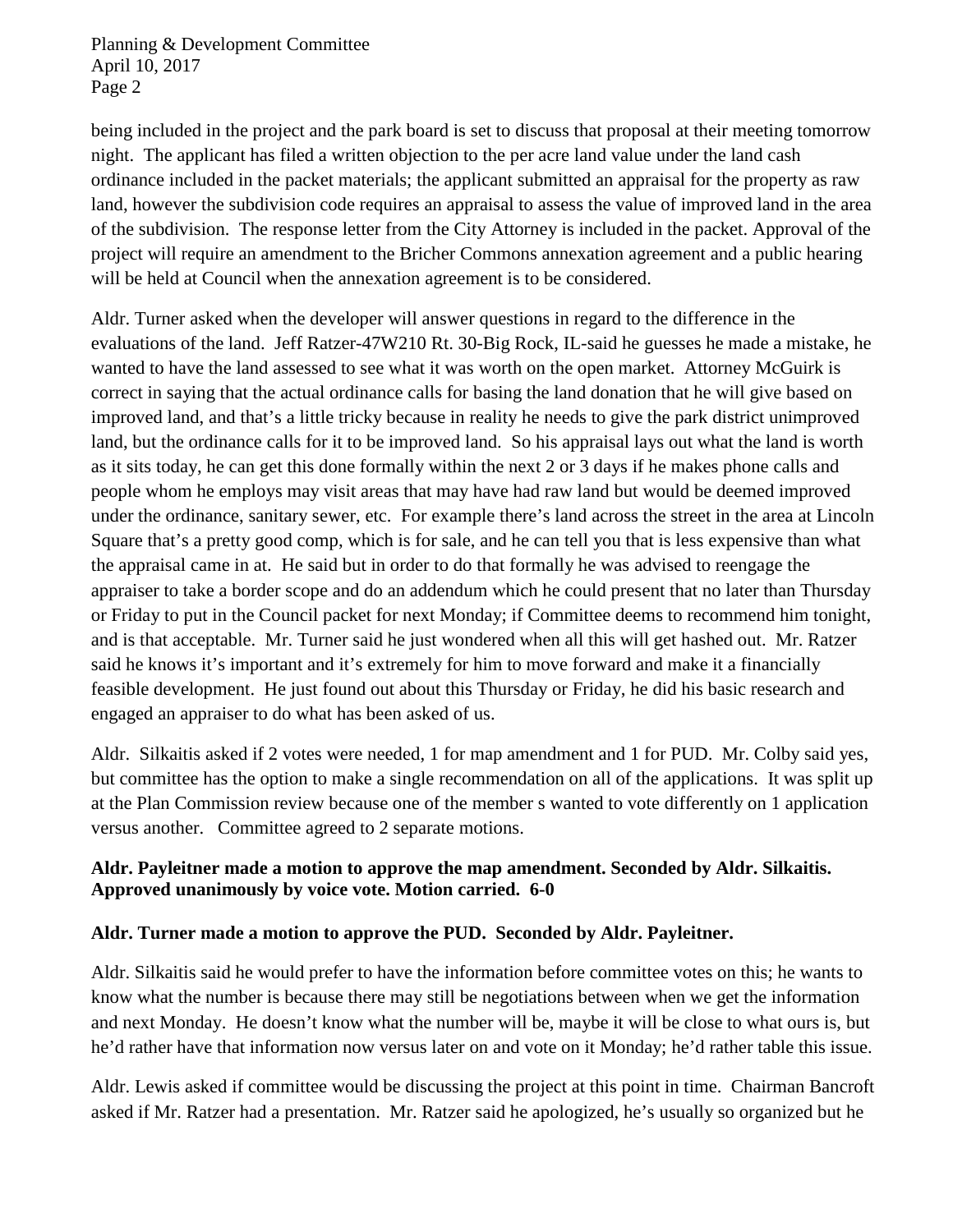being included in the project and the park board is set to discuss that proposal at their meeting tomorrow night. The applicant has filed a written objection to the per acre land value under the land cash ordinance included in the packet materials; the applicant submitted an appraisal for the property as raw land, however the subdivision code requires an appraisal to assess the value of improved land in the area of the subdivision. The response letter from the City Attorney is included in the packet. Approval of the project will require an amendment to the Bricher Commons annexation agreement and a public hearing will be held at Council when the annexation agreement is to be considered.

Aldr. Turner asked when the developer will answer questions in regard to the difference in the evaluations of the land. Jeff Ratzer-47W210 Rt. 30-Big Rock, IL-said he guesses he made a mistake, he wanted to have the land assessed to see what it was worth on the open market. Attorney McGuirk is correct in saying that the actual ordinance calls for basing the land donation that he will give based on improved land, and that's a little tricky because in reality he needs to give the park district unimproved land, but the ordinance calls for it to be improved land. So his appraisal lays out what the land is worth as it sits today, he can get this done formally within the next 2 or 3 days if he makes phone calls and people whom he employs may visit areas that may have had raw land but would be deemed improved under the ordinance, sanitary sewer, etc. For example there's land across the street in the area at Lincoln Square that's a pretty good comp, which is for sale, and he can tell you that is less expensive than what the appraisal came in at. He said but in order to do that formally he was advised to reengage the appraiser to take a border scope and do an addendum which he could present that no later than Thursday or Friday to put in the Council packet for next Monday; if Committee deems to recommend him tonight, and is that acceptable. Mr. Turner said he just wondered when all this will get hashed out. Mr. Ratzer said he knows it's important and it's extremely for him to move forward and make it a financially feasible development. He just found out about this Thursday or Friday, he did his basic research and engaged an appraiser to do what has been asked of us.

Aldr. Silkaitis asked if 2 votes were needed, 1 for map amendment and 1 for PUD. Mr. Colby said yes, but committee has the option to make a single recommendation on all of the applications. It was split up at the Plan Commission review because one of the member s wanted to vote differently on 1 application versus another. Committee agreed to 2 separate motions.

**Aldr. Payleitner made a motion to approve the map amendment. Seconded by Aldr. Silkaitis. Approved unanimously by voice vote. Motion carried. 6-0**

**Aldr. Turner made a motion to approve the PUD. Seconded by Aldr. Payleitner.**

Aldr. Silkaitis said he would prefer to have the information before committee votes on this; he wants to know what the number is because there may still be negotiations between when we get the information and next Monday. He doesn't know what the number will be, maybe it will be close to what ours is, but he'd rather have that information now versus later on and vote on it Monday; he'd rather table this issue.

Aldr. Lewis asked if committee would be discussing the project at this point in time. Chairman Bancroft asked if Mr. Ratzer had a presentation. Mr. Ratzer said he apologized, he's usually so organized but he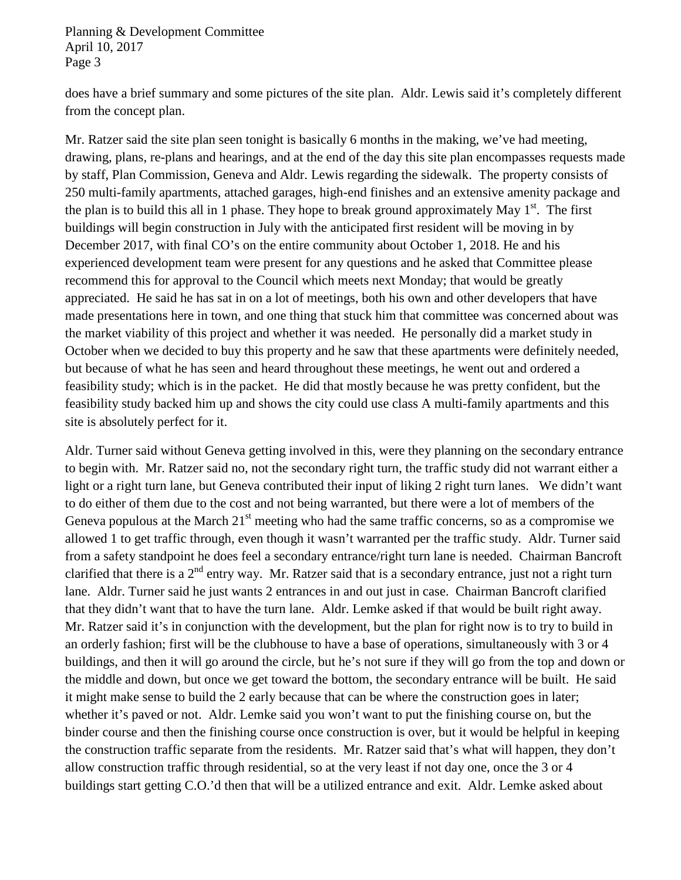does have a brief summary and some pictures of the site plan. Aldr. Lewis said it's completely different from the concept plan.

Mr. Ratzer said the site plan seen tonight is basically 6 months in the making, we've had meeting, drawing, plans, re-plans and hearings, and at the end of the day this site plan encompasses requests made by staff, Plan Commission, Geneva and Aldr. Lewis regarding the sidewalk. The property consists of 250 multi-family apartments, attached garages, high-end finishes and an extensive amenity package and the plan is to build this all in 1 phase. They hope to break ground approximately May 1st. The first buildings will begin construction in July with the anticipated first resident will be moving in by December 2017, with final CO's on the entire community about October 1, 2018. He and his experienced development team were present for any questions and he asked that Committee please recommend this for approval to the Council which meets next Monday; that would be greatly appreciated. He said he has sat in on a lot of meetings, both his own and other developers that have made presentations here in town, and one thing that stuck him that committee was concerned about was the market viability of this project and whether it was needed. He personally did a market study in October when we decided to buy this property and he saw that these apartments were definitely needed, but because of what he has seen and heard throughout these meetings, he went out and ordered a feasibility study; which is in the packet. He did that mostly because he was pretty confident, but the feasibility study backed him up and shows the city could use class A multi-family apartments and this site is absolutely perfect for it.

Aldr. Turner said without Geneva getting involved in this, were they planning on the secondary entrance to begin with. Mr. Ratzer said no, not the secondary right turn, the traffic study did not warrant either a light or a right turn lane, but Geneva contributed their input of liking 2 right turn lanes. We didn't want to do either of them due to the cost and not being warranted, but there were a lot of members of the Geneva populous at the March 21st meeting who had the same traffic concerns, so as a compromise we allowed 1 to get traffic through, even though it wasn't warranted per the traffic study. Aldr. Turner said from a safety standpoint he does feel a secondary entrance/right turn lane is needed. Chairman Bancroft clarified that there is a 2nd entry way. Mr. Ratzer said that is a secondary entrance, just not a right turn lane. Aldr. Turner said he just wants 2 entrances in and out just in case. Chairman Bancroft clarified that they didn't want that to have the turn lane. Aldr. Lemke asked if that would be built right away. Mr. Ratzer said it's in conjunction with the development, but the plan for right now is to try to build in an orderly fashion; first will be the clubhouse to have a base of operations, simultaneously with 3 or 4 buildings, and then it will go around the circle, but he's not sure if they will go from the top and down or the middle and down, but once we get toward the bottom, the secondary entrance will be built. He said it might make sense to build the 2 early because that can be where the construction goes in later; whether it's paved or not. Aldr. Lemke said you won't want to put the finishing course on, but the binder course and then the finishing course once construction is over, but it would be helpful in keeping the construction traffic separate from the residents. Mr. Ratzer said that's what will happen, they don't allow construction traffic through residential, so at the very least if not day one, once the 3 or 4 buildings start getting C.O.'d then that will be a utilized entrance and exit. Aldr. Lemke asked about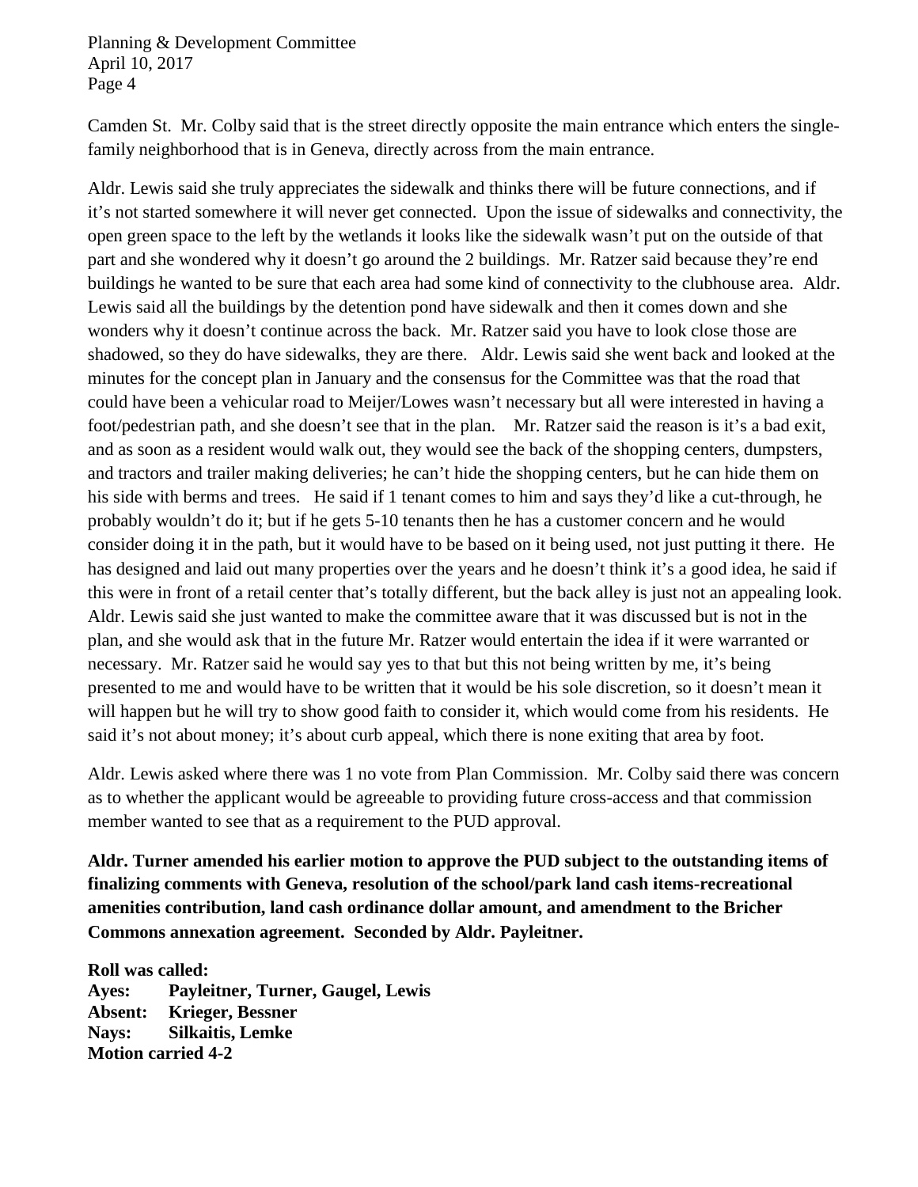Camden St. Mr. Colby said that is the street directly opposite the main entrance which enters the single-family neighborhood that is in Geneva, directly across from the main entrance.

Aldr. Lewis said she truly appreciates the sidewalk and thinks there will be future connections, and if it's not started somewhere it will never get connected. Upon the issue of sidewalks and connectivity, the open green space to the left by the wetlands it looks like the sidewalk wasn't put on the outside of that part and she wondered why it doesn't go around the 2 buildings. Mr. Ratzer said because they're end buildings he wanted to be sure that each area had some kind of connectivity to the clubhouse area. Aldr. Lewis said all the buildings by the detention pond have sidewalk and then it comes down and she wonders why it doesn't continue across the back. Mr. Ratzer said you have to look close those are shadowed, so they do have sidewalks, they are there. Aldr. Lewis said she went back and looked at the minutes for the concept plan in January and the consensus for the Committee was that the road that could have been a vehicular road to Meijer/Lowes wasn't necessary but all were interested in having a foot/pedestrian path, and she doesn't see that in the plan. Mr. Ratzer said the reason is it's a bad exit, and as soon as a resident would walk out, they would see the back of the shopping centers, dumpsters, and tractors and trailer making deliveries; he can't hide the shopping centers, but he can hide them on his side with berms and trees. He said if 1 tenant comes to him and says they'd like a cut-through, he probably wouldn't do it; but if he gets 5-10 tenants then he has a customer concern and he would consider doing it in the path, but it would have to be based on it being used, not just putting it there. He has designed and laid out many properties over the years and he doesn't think it's a good idea, he said if this were in front of a retail center that's totally different, but the back alley is just not an appealing look. Aldr. Lewis said she just wanted to make the committee aware that it was discussed but is not in the plan, and she would ask that in the future Mr. Ratzer would entertain the idea if it were warranted or necessary. Mr. Ratzer said he would say yes to that but this not being written by me, it's being presented to me and would have to be written that it would be his sole discretion, so it doesn't mean it will happen but he will try to show good faith to consider it, which would come from his residents. He said it's not about money; it's about curb appeal, which there is none exiting that area by foot.

Aldr. Lewis asked where there was 1 no vote from Plan Commission. Mr. Colby said there was concern as to whether the applicant would be agreeable to providing future cross-access and that commission member wanted to see that as a requirement to the PUD approval.

**Aldr. Turner amended his earlier motion to approve the PUD subject to the outstanding items of finalizing comments with Geneva, resolution of the school/park land cash items-recreational amenities contribution, land cash ordinance dollar amount, and amendment to the Bricher Commons annexation agreement. Seconded by Aldr. Payleitner.**

**Roll was called:**
**Ayes: Payleitner, Turner, Gaugel, Lewis**
**Absent: Krieger, Bessner**
**Nays: Silkaitis, Lemke**
**Motion carried 4-2**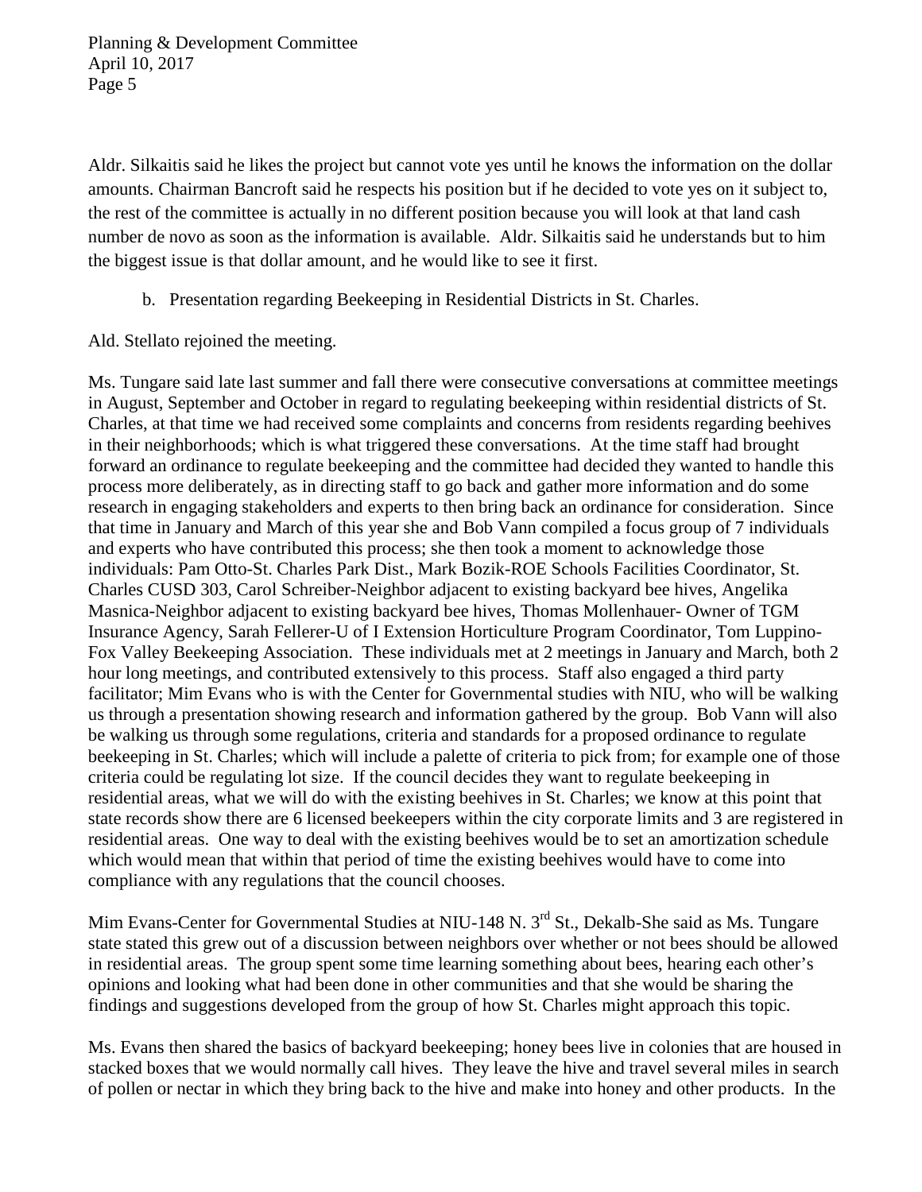Aldr. Silkaitis said he likes the project but cannot vote yes until he knows the information on the dollar amounts. Chairman Bancroft said he respects his position but if he decided to vote yes on it subject to, the rest of the committee is actually in no different position because you will look at that land cash number de novo as soon as the information is available. Aldr. Silkaitis said he understands but to him the biggest issue is that dollar amount, and he would like to see it first.

b. Presentation regarding Beekeeping in Residential Districts in St. Charles.

Ald. Stellato rejoined the meeting.

Ms. Tungare said late last summer and fall there were consecutive conversations at committee meetings in August, September and October in regard to regulating beekeeping within residential districts of St. Charles, at that time we had received some complaints and concerns from residents regarding beehives in their neighborhoods; which is what triggered these conversations. At the time staff had brought forward an ordinance to regulate beekeeping and the committee had decided they wanted to handle this process more deliberately, as in directing staff to go back and gather more information and do some research in engaging stakeholders and experts to then bring back an ordinance for consideration. Since that time in January and March of this year she and Bob Vann compiled a focus group of 7 individuals and experts who have contributed this process; she then took a moment to acknowledge those individuals: Pam Otto-St. Charles Park Dist., Mark Bozik-ROE Schools Facilities Coordinator, St. Charles CUSD 303, Carol Schreiber-Neighbor adjacent to existing backyard bee hives, Angelika Masnica-Neighbor adjacent to existing backyard bee hives, Thomas Mollenhauer- Owner of TGM Insurance Agency, Sarah Fellerer-U of I Extension Horticulture Program Coordinator, Tom Luppino-Fox Valley Beekeeping Association. These individuals met at 2 meetings in January and March, both 2 hour long meetings, and contributed extensively to this process. Staff also engaged a third party facilitator; Mim Evans who is with the Center for Governmental studies with NIU, who will be walking us through a presentation showing research and information gathered by the group. Bob Vann will also be walking us through some regulations, criteria and standards for a proposed ordinance to regulate beekeeping in St. Charles; which will include a palette of criteria to pick from; for example one of those criteria could be regulating lot size. If the council decides they want to regulate beekeeping in residential areas, what we will do with the existing beehives in St. Charles; we know at this point that state records show there are 6 licensed beekeepers within the city corporate limits and 3 are registered in residential areas. One way to deal with the existing beehives would be to set an amortization schedule which would mean that within that period of time the existing beehives would have to come into compliance with any regulations that the council chooses.

Mim Evans-Center for Governmental Studies at NIU-148 N. 3rd St., Dekalb-She said as Ms. Tungare state stated this grew out of a discussion between neighbors over whether or not bees should be allowed in residential areas. The group spent some time learning something about bees, hearing each other's opinions and looking what had been done in other communities and that she would be sharing the findings and suggestions developed from the group of how St. Charles might approach this topic.

Ms. Evans then shared the basics of backyard beekeeping; honey bees live in colonies that are housed in stacked boxes that we would normally call hives. They leave the hive and travel several miles in search of pollen or nectar in which they bring back to the hive and make into honey and other products. In the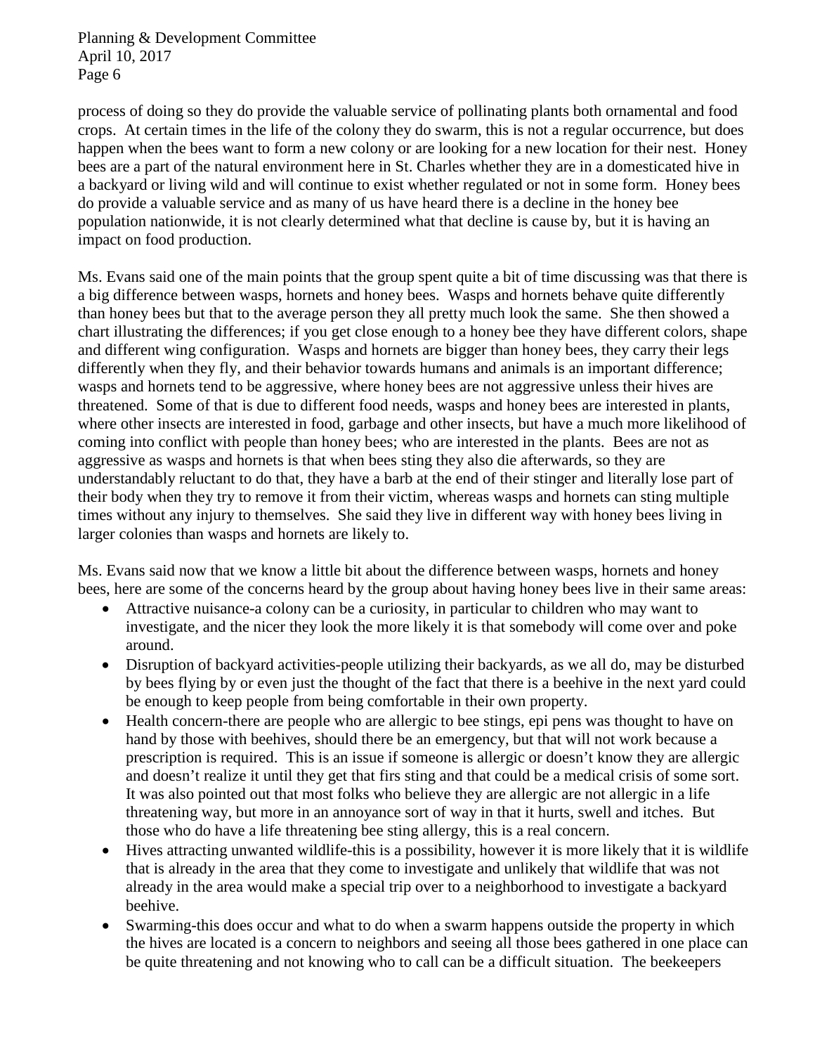process of doing so they do provide the valuable service of pollinating plants both ornamental and food crops. At certain times in the life of the colony they do swarm, this is not a regular occurrence, but does happen when the bees want to form a new colony or are looking for a new location for their nest. Honey bees are a part of the natural environment here in St. Charles whether they are in a domesticated hive in a backyard or living wild and will continue to exist whether regulated or not in some form. Honey bees do provide a valuable service and as many of us have heard there is a decline in the honey bee population nationwide, it is not clearly determined what that decline is cause by, but it is having an impact on food production.

Ms. Evans said one of the main points that the group spent quite a bit of time discussing was that there is a big difference between wasps, hornets and honey bees. Wasps and hornets behave quite differently than honey bees but that to the average person they all pretty much look the same. She then showed a chart illustrating the differences; if you get close enough to a honey bee they have different colors, shape and different wing configuration. Wasps and hornets are bigger than honey bees, they carry their legs differently when they fly, and their behavior towards humans and animals is an important difference; wasps and hornets tend to be aggressive, where honey bees are not aggressive unless their hives are threatened. Some of that is due to different food needs, wasps and honey bees are interested in plants, where other insects are interested in food, garbage and other insects, but have a much more likelihood of coming into conflict with people than honey bees; who are interested in the plants. Bees are not as aggressive as wasps and hornets is that when bees sting they also die afterwards, so they are understandably reluctant to do that, they have a barb at the end of their stinger and literally lose part of their body when they try to remove it from their victim, whereas wasps and hornets can sting multiple times without any injury to themselves. She said they live in different way with honey bees living in larger colonies than wasps and hornets are likely to.

Ms. Evans said now that we know a little bit about the difference between wasps, hornets and honey bees, here are some of the concerns heard by the group about having honey bees live in their same areas:

- Attractive nuisance-a colony can be a curiosity, in particular to children who may want to investigate, and the nicer they look the more likely it is that somebody will come over and poke around.
- Disruption of backyard activities-people utilizing their backyards, as we all do, may be disturbed by bees flying by or even just the thought of the fact that there is a beehive in the next yard could be enough to keep people from being comfortable in their own property.
- Health concern-there are people who are allergic to bee stings, epi pens was thought to have on hand by those with beehives, should there be an emergency, but that will not work because a prescription is required. This is an issue if someone is allergic or doesn't know they are allergic and doesn't realize it until they get that firs sting and that could be a medical crisis of some sort. It was also pointed out that most folks who believe they are allergic are not allergic in a life threatening way, but more in an annoyance sort of way in that it hurts, swell and itches. But those who do have a life threatening bee sting allergy, this is a real concern.
- Hives attracting unwanted wildlife-this is a possibility, however it is more likely that it is wildlife that is already in the area that they come to investigate and unlikely that wildlife that was not already in the area would make a special trip over to a neighborhood to investigate a backyard beehive.
- Swarming-this does occur and what to do when a swarm happens outside the property in which the hives are located is a concern to neighbors and seeing all those bees gathered in one place can be quite threatening and not knowing who to call can be a difficult situation. The beekeepers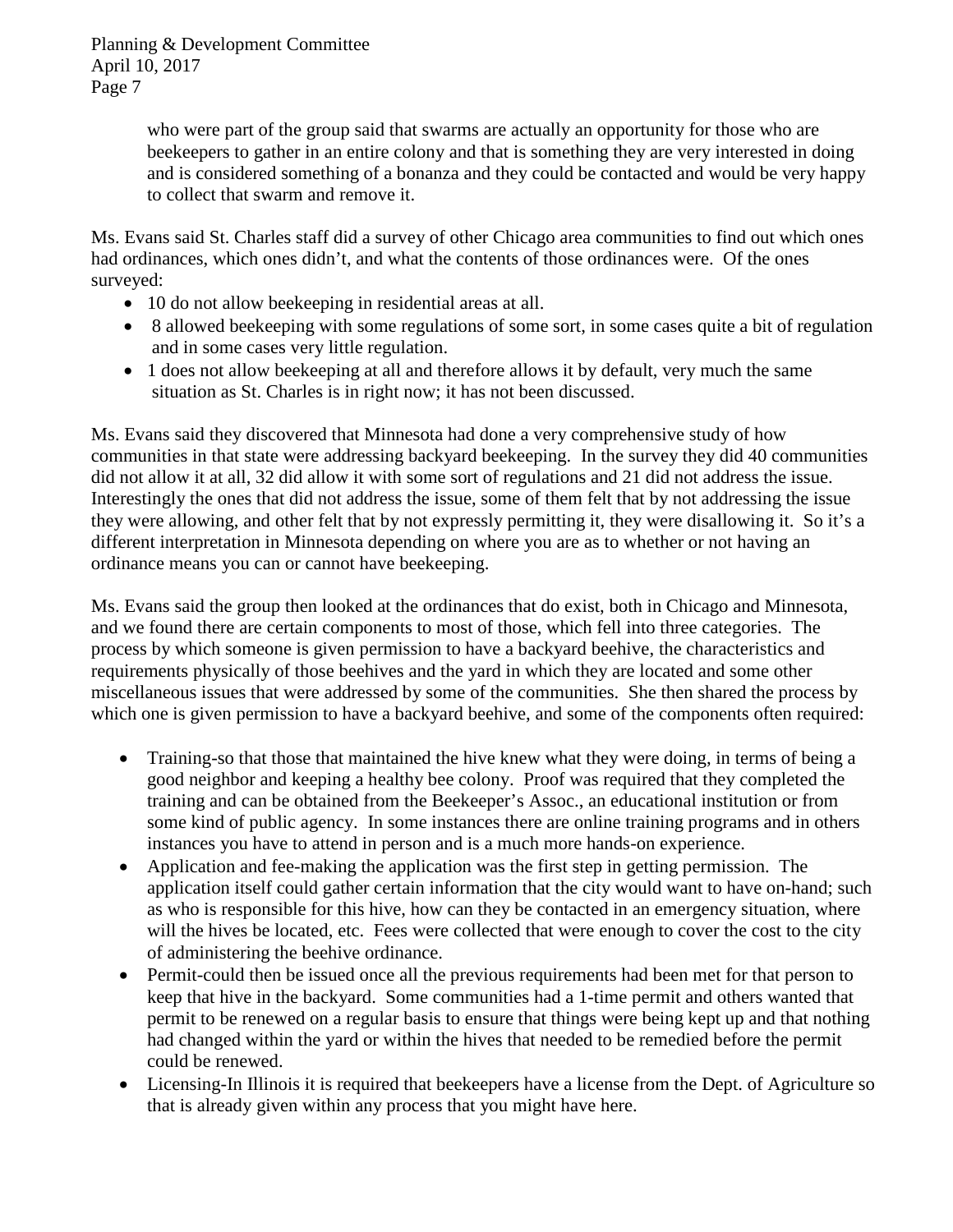who were part of the group said that swarms are actually an opportunity for those who are beekeepers to gather in an entire colony and that is something they are very interested in doing and is considered something of a bonanza and they could be contacted and would be very happy to collect that swarm and remove it.

Ms. Evans said St. Charles staff did a survey of other Chicago area communities to find out which ones had ordinances, which ones didn't, and what the contents of those ordinances were. Of the ones surveyed:

- 10 do not allow beekeeping in residential areas at all.
- 8 allowed beekeeping with some regulations of some sort, in some cases quite a bit of regulation and in some cases very little regulation.
- 1 does not allow beekeeping at all and therefore allows it by default, very much the same situation as St. Charles is in right now; it has not been discussed.

Ms. Evans said they discovered that Minnesota had done a very comprehensive study of how communities in that state were addressing backyard beekeeping. In the survey they did 40 communities did not allow it at all, 32 did allow it with some sort of regulations and 21 did not address the issue. Interestingly the ones that did not address the issue, some of them felt that by not addressing the issue they were allowing, and other felt that by not expressly permitting it, they were disallowing it. So it's a different interpretation in Minnesota depending on where you are as to whether or not having an ordinance means you can or cannot have beekeeping.

Ms. Evans said the group then looked at the ordinances that do exist, both in Chicago and Minnesota, and we found there are certain components to most of those, which fell into three categories. The process by which someone is given permission to have a backyard beehive, the characteristics and requirements physically of those beehives and the yard in which they are located and some other miscellaneous issues that were addressed by some of the communities. She then shared the process by which one is given permission to have a backyard beehive, and some of the components often required:

- Training-so that those that maintained the hive knew what they were doing, in terms of being a good neighbor and keeping a healthy bee colony. Proof was required that they completed the training and can be obtained from the Beekeeper's Assoc., an educational institution or from some kind of public agency. In some instances there are online training programs and in others instances you have to attend in person and is a much more hands-on experience.
- Application and fee-making the application was the first step in getting permission. The application itself could gather certain information that the city would want to have on-hand; such as who is responsible for this hive, how can they be contacted in an emergency situation, where will the hives be located, etc. Fees were collected that were enough to cover the cost to the city of administering the beehive ordinance.
- Permit-could then be issued once all the previous requirements had been met for that person to keep that hive in the backyard. Some communities had a 1-time permit and others wanted that permit to be renewed on a regular basis to ensure that things were being kept up and that nothing had changed within the yard or within the hives that needed to be remedied before the permit could be renewed.
- Licensing-In Illinois it is required that beekeepers have a license from the Dept. of Agriculture so that is already given within any process that you might have here.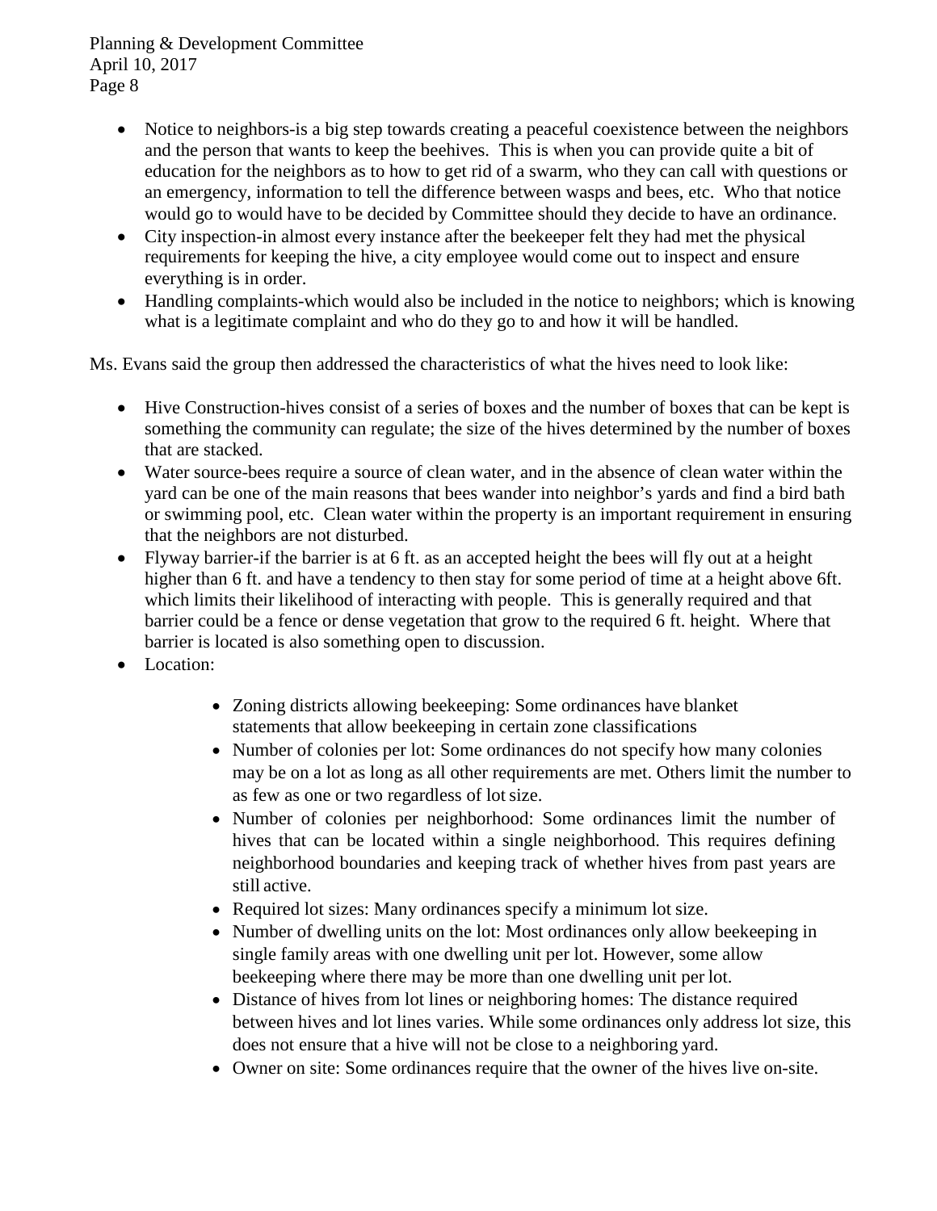- Notice to neighbors-is a big step towards creating a peaceful coexistence between the neighbors and the person that wants to keep the beehives. This is when you can provide quite a bit of education for the neighbors as to how to get rid of a swarm, who they can call with questions or an emergency, information to tell the difference between wasps and bees, etc. Who that notice would go to would have to be decided by Committee should they decide to have an ordinance.
- City inspection-in almost every instance after the beekeeper felt they had met the physical requirements for keeping the hive, a city employee would come out to inspect and ensure everything is in order.
- Handling complaints-which would also be included in the notice to neighbors; which is knowing what is a legitimate complaint and who do they go to and how it will be handled.

Ms. Evans said the group then addressed the characteristics of what the hives need to look like:

- Hive Construction-hives consist of a series of boxes and the number of boxes that can be kept is something the community can regulate; the size of the hives determined by the number of boxes that are stacked.
- Water source-bees require a source of clean water, and in the absence of clean water within the yard can be one of the main reasons that bees wander into neighbor's yards and find a bird bath or swimming pool, etc. Clean water within the property is an important requirement in ensuring that the neighbors are not disturbed.
- Flyway barrier-if the barrier is at 6 ft. as an accepted height the bees will fly out at a height higher than 6 ft. and have a tendency to then stay for some period of time at a height above 6ft. which limits their likelihood of interacting with people. This is generally required and that barrier could be a fence or dense vegetation that grow to the required 6 ft. height. Where that barrier is located is also something open to discussion.
- Location:
    - Zoning districts allowing beekeeping: Some ordinances have blanket statements that allow beekeeping in certain zone classifications
    - Number of colonies per lot: Some ordinances do not specify how many colonies may be on a lot as long as all other requirements are met. Others limit the number to as few as one or two regardless of lot size.
    - Number of colonies per neighborhood: Some ordinances limit the number of hives that can be located within a single neighborhood. This requires defining neighborhood boundaries and keeping track of whether hives from past years are still active.
    - Required lot sizes: Many ordinances specify a minimum lot size.
    - Number of dwelling units on the lot: Most ordinances only allow beekeeping in single family areas with one dwelling unit per lot. However, some allow beekeeping where there may be more than one dwelling unit per lot.
    - Distance of hives from lot lines or neighboring homes: The distance required between hives and lot lines varies. While some ordinances only address lot size, this does not ensure that a hive will not be close to a neighboring yard.
    - Owner on site: Some ordinances require that the owner of the hives live on-site.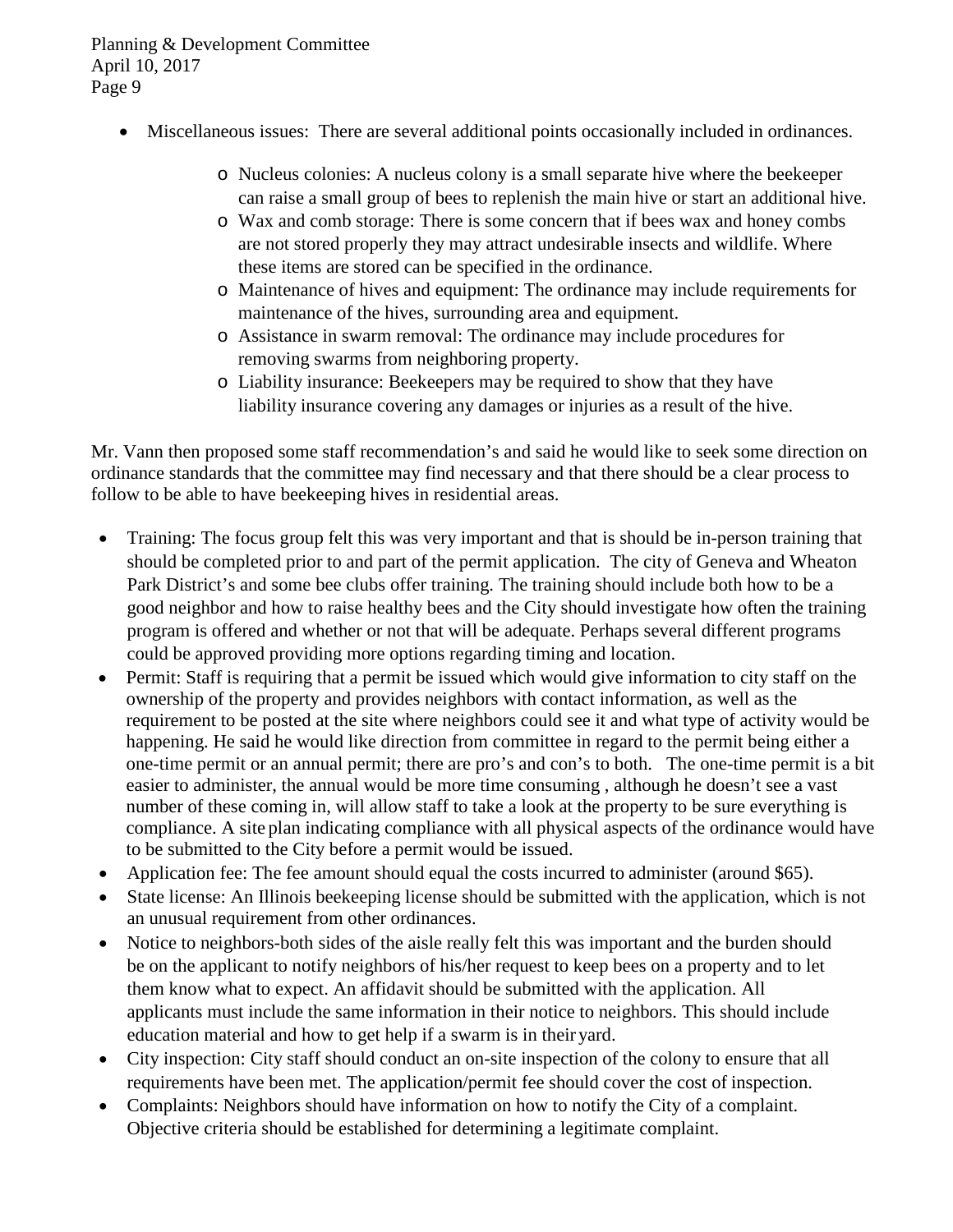- Miscellaneous issues: There are several additional points occasionally included in ordinances.
  - Nucleus colonies: A nucleus colony is a small separate hive where the beekeeper can raise a small group of bees to replenish the main hive or start an additional hive.
  - Wax and comb storage: There is some concern that if bees wax and honey combs are not stored properly they may attract undesirable insects and wildlife. Where these items are stored can be specified in the ordinance.
  - Maintenance of hives and equipment: The ordinance may include requirements for maintenance of the hives, surrounding area and equipment.
  - Assistance in swarm removal: The ordinance may include procedures for removing swarms from neighboring property.
  - Liability insurance: Beekeepers may be required to show that they have liability insurance covering any damages or injuries as a result of the hive.

Mr. Vann then proposed some staff recommendation's and said he would like to seek some direction on ordinance standards that the committee may find necessary and that there should be a clear process to follow to be able to have beekeeping hives in residential areas.

- Training: The focus group felt this was very important and that is should be in-person training that should be completed prior to and part of the permit application. The city of Geneva and Wheaton Park District's and some bee clubs offer training. The training should include both how to be a good neighbor and how to raise healthy bees and the City should investigate how often the training program is offered and whether or not that will be adequate. Perhaps several different programs could be approved providing more options regarding timing and location.
- Permit: Staff is requiring that a permit be issued which would give information to city staff on the ownership of the property and provides neighbors with contact information, as well as the requirement to be posted at the site where neighbors could see it and what type of activity would be happening. He said he would like direction from committee in regard to the permit being either a one-time permit or an annual permit; there are pro's and con's to both. The one-time permit is a bit easier to administer, the annual would be more time consuming , although he doesn't see a vast number of these coming in, will allow staff to take a look at the property to be sure everything is compliance. A site plan indicating compliance with all physical aspects of the ordinance would have to be submitted to the City before a permit would be issued.
- Application fee: The fee amount should equal the costs incurred to administer (around $65).
- State license: An Illinois beekeeping license should be submitted with the application, which is not an unusual requirement from other ordinances.
- Notice to neighbors-both sides of the aisle really felt this was important and the burden should be on the applicant to notify neighbors of his/her request to keep bees on a property and to let them know what to expect. An affidavit should be submitted with the application. All applicants must include the same information in their notice to neighbors. This should include education material and how to get help if a swarm is in their yard.
- City inspection: City staff should conduct an on-site inspection of the colony to ensure that all requirements have been met. The application/permit fee should cover the cost of inspection.
- Complaints: Neighbors should have information on how to notify the City of a complaint. Objective criteria should be established for determining a legitimate complaint.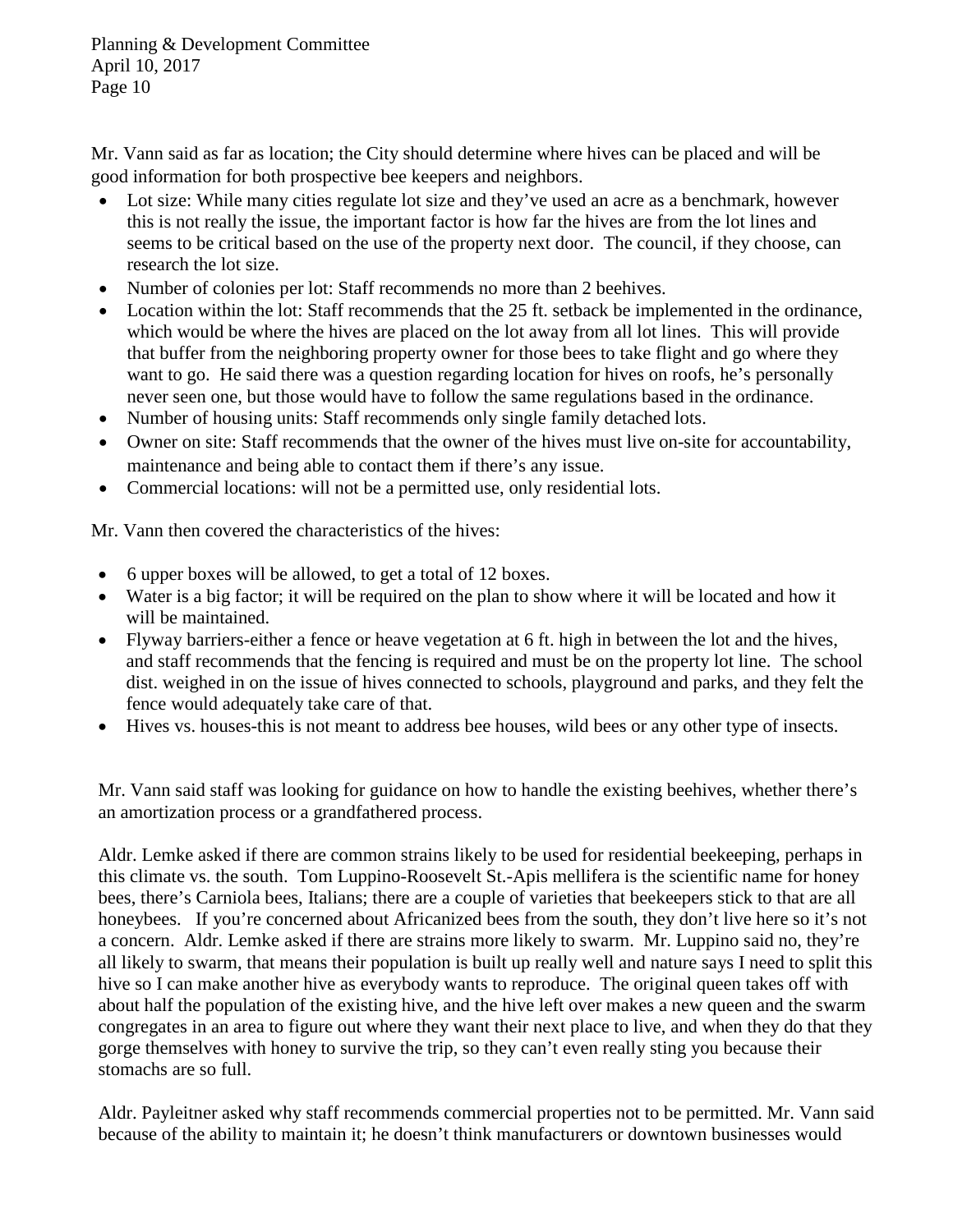Mr. Vann said as far as location; the City should determine where hives can be placed and will be good information for both prospective bee keepers and neighbors.

- Lot size: While many cities regulate lot size and they've used an acre as a benchmark, however this is not really the issue, the important factor is how far the hives are from the lot lines and seems to be critical based on the use of the property next door. The council, if they choose, can research the lot size.
- Number of colonies per lot: Staff recommends no more than 2 beehives.
- Location within the lot: Staff recommends that the 25 ft. setback be implemented in the ordinance, which would be where the hives are placed on the lot away from all lot lines. This will provide that buffer from the neighboring property owner for those bees to take flight and go where they want to go. He said there was a question regarding location for hives on roofs, he's personally never seen one, but those would have to follow the same regulations based in the ordinance.
- Number of housing units: Staff recommends only single family detached lots.
- Owner on site: Staff recommends that the owner of the hives must live on-site for accountability, maintenance and being able to contact them if there's any issue.
- Commercial locations: will not be a permitted use, only residential lots.

Mr. Vann then covered the characteristics of the hives:

- 6 upper boxes will be allowed, to get a total of 12 boxes.
- Water is a big factor; it will be required on the plan to show where it will be located and how it will be maintained.
- Flyway barriers-either a fence or heave vegetation at 6 ft. high in between the lot and the hives, and staff recommends that the fencing is required and must be on the property lot line. The school dist. weighed in on the issue of hives connected to schools, playground and parks, and they felt the fence would adequately take care of that.
- Hives vs. houses-this is not meant to address bee houses, wild bees or any other type of insects.

Mr. Vann said staff was looking for guidance on how to handle the existing beehives, whether there's an amortization process or a grandfathered process.

Aldr. Lemke asked if there are common strains likely to be used for residential beekeeping, perhaps in this climate vs. the south. Tom Luppino-Roosevelt St.-Apis mellifera is the scientific name for honey bees, there's Carniola bees, Italians; there are a couple of varieties that beekeepers stick to that are all honeybees. If you're concerned about Africanized bees from the south, they don't live here so it's not a concern. Aldr. Lemke asked if there are strains more likely to swarm. Mr. Luppino said no, they're all likely to swarm, that means their population is built up really well and nature says I need to split this hive so I can make another hive as everybody wants to reproduce. The original queen takes off with about half the population of the existing hive, and the hive left over makes a new queen and the swarm congregates in an area to figure out where they want their next place to live, and when they do that they gorge themselves with honey to survive the trip, so they can't even really sting you because their stomachs are so full.

Aldr. Payleitner asked why staff recommends commercial properties not to be permitted. Mr. Vann said because of the ability to maintain it; he doesn't think manufacturers or downtown businesses would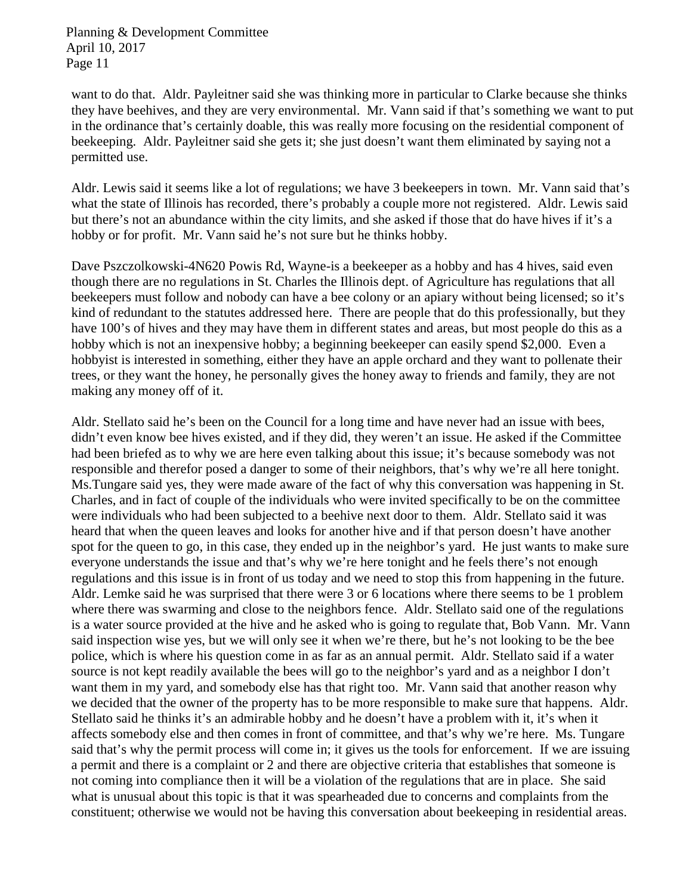want to do that. Aldr. Payleitner said she was thinking more in particular to Clarke because she thinks they have beehives, and they are very environmental. Mr. Vann said if that's something we want to put in the ordinance that's certainly doable, this was really more focusing on the residential component of beekeeping. Aldr. Payleitner said she gets it; she just doesn't want them eliminated by saying not a permitted use.

Aldr. Lewis said it seems like a lot of regulations; we have 3 beekeepers in town. Mr. Vann said that's what the state of Illinois has recorded, there's probably a couple more not registered. Aldr. Lewis said but there's not an abundance within the city limits, and she asked if those that do have hives if it's a hobby or for profit. Mr. Vann said he's not sure but he thinks hobby.

Dave Pszczolkowski-4N620 Powis Rd, Wayne-is a beekeeper as a hobby and has 4 hives, said even though there are no regulations in St. Charles the Illinois dept. of Agriculture has regulations that all beekeepers must follow and nobody can have a bee colony or an apiary without being licensed; so it's kind of redundant to the statutes addressed here. There are people that do this professionally, but they have 100's of hives and they may have them in different states and areas, but most people do this as a hobby which is not an inexpensive hobby; a beginning beekeeper can easily spend $2,000. Even a hobbyist is interested in something, either they have an apple orchard and they want to pollenate their trees, or they want the honey, he personally gives the honey away to friends and family, they are not making any money off of it.

Aldr. Stellato said he's been on the Council for a long time and have never had an issue with bees, didn't even know bee hives existed, and if they did, they weren't an issue. He asked if the Committee had been briefed as to why we are here even talking about this issue; it's because somebody was not responsible and therefor posed a danger to some of their neighbors, that's why we're all here tonight. Ms.Tungare said yes, they were made aware of the fact of why this conversation was happening in St. Charles, and in fact of couple of the individuals who were invited specifically to be on the committee were individuals who had been subjected to a beehive next door to them. Aldr. Stellato said it was heard that when the queen leaves and looks for another hive and if that person doesn't have another spot for the queen to go, in this case, they ended up in the neighbor's yard. He just wants to make sure everyone understands the issue and that's why we're here tonight and he feels there's not enough regulations and this issue is in front of us today and we need to stop this from happening in the future. Aldr. Lemke said he was surprised that there were 3 or 6 locations where there seems to be 1 problem where there was swarming and close to the neighbors fence. Aldr. Stellato said one of the regulations is a water source provided at the hive and he asked who is going to regulate that, Bob Vann. Mr. Vann said inspection wise yes, but we will only see it when we're there, but he's not looking to be the bee police, which is where his question come in as far as an annual permit. Aldr. Stellato said if a water source is not kept readily available the bees will go to the neighbor's yard and as a neighbor I don't want them in my yard, and somebody else has that right too. Mr. Vann said that another reason why we decided that the owner of the property has to be more responsible to make sure that happens. Aldr. Stellato said he thinks it's an admirable hobby and he doesn't have a problem with it, it's when it affects somebody else and then comes in front of committee, and that's why we're here. Ms. Tungare said that's why the permit process will come in; it gives us the tools for enforcement. If we are issuing a permit and there is a complaint or 2 and there are objective criteria that establishes that someone is not coming into compliance then it will be a violation of the regulations that are in place. She said what is unusual about this topic is that it was spearheaded due to concerns and complaints from the constituent; otherwise we would not be having this conversation about beekeeping in residential areas.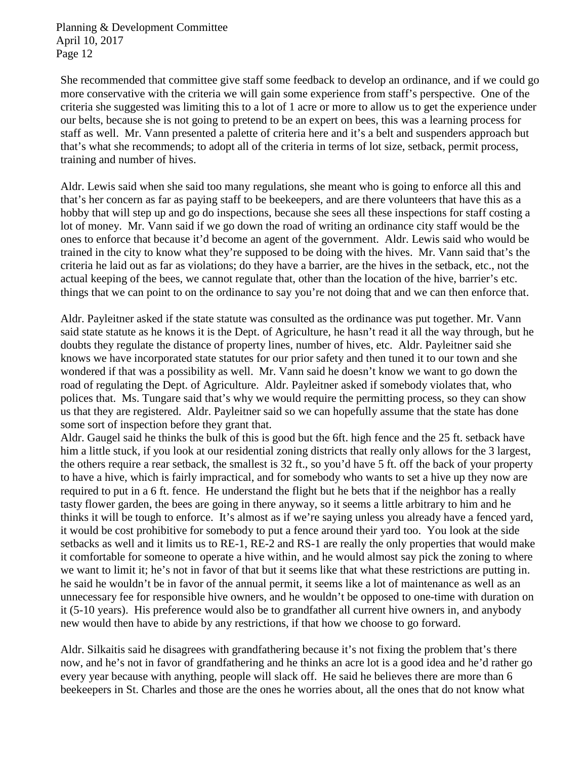She recommended that committee give staff some feedback to develop an ordinance, and if we could go more conservative with the criteria we will gain some experience from staff's perspective. One of the criteria she suggested was limiting this to a lot of 1 acre or more to allow us to get the experience under our belts, because she is not going to pretend to be an expert on bees, this was a learning process for staff as well. Mr. Vann presented a palette of criteria here and it's a belt and suspenders approach but that's what she recommends; to adopt all of the criteria in terms of lot size, setback, permit process, training and number of hives.

Aldr. Lewis said when she said too many regulations, she meant who is going to enforce all this and that's her concern as far as paying staff to be beekeepers, and are there volunteers that have this as a hobby that will step up and go do inspections, because she sees all these inspections for staff costing a lot of money. Mr. Vann said if we go down the road of writing an ordinance city staff would be the ones to enforce that because it'd become an agent of the government. Aldr. Lewis said who would be trained in the city to know what they're supposed to be doing with the hives. Mr. Vann said that's the criteria he laid out as far as violations; do they have a barrier, are the hives in the setback, etc., not the actual keeping of the bees, we cannot regulate that, other than the location of the hive, barrier's etc. things that we can point to on the ordinance to say you're not doing that and we can then enforce that.

Aldr. Payleitner asked if the state statute was consulted as the ordinance was put together. Mr. Vann said state statute as he knows it is the Dept. of Agriculture, he hasn't read it all the way through, but he doubts they regulate the distance of property lines, number of hives, etc. Aldr. Payleitner said she knows we have incorporated state statutes for our prior safety and then tuned it to our town and she wondered if that was a possibility as well. Mr. Vann said he doesn't know we want to go down the road of regulating the Dept. of Agriculture. Aldr. Payleitner asked if somebody violates that, who polices that. Ms. Tungare said that's why we would require the permitting process, so they can show us that they are registered. Aldr. Payleitner said so we can hopefully assume that the state has done some sort of inspection before they grant that.

Aldr. Gaugel said he thinks the bulk of this is good but the 6ft. high fence and the 25 ft. setback have him a little stuck, if you look at our residential zoning districts that really only allows for the 3 largest, the others require a rear setback, the smallest is 32 ft., so you'd have 5 ft. off the back of your property to have a hive, which is fairly impractical, and for somebody who wants to set a hive up they now are required to put in a 6 ft. fence. He understand the flight but he bets that if the neighbor has a really tasty flower garden, the bees are going in there anyway, so it seems a little arbitrary to him and he thinks it will be tough to enforce. It's almost as if we're saying unless you already have a fenced yard, it would be cost prohibitive for somebody to put a fence around their yard too. You look at the side setbacks as well and it limits us to RE-1, RE-2 and RS-1 are really the only properties that would make it comfortable for someone to operate a hive within, and he would almost say pick the zoning to where we want to limit it; he's not in favor of that but it seems like that what these restrictions are putting in. he said he wouldn't be in favor of the annual permit, it seems like a lot of maintenance as well as an unnecessary fee for responsible hive owners, and he wouldn't be opposed to one-time with duration on it (5-10 years). His preference would also be to grandfather all current hive owners in, and anybody new would then have to abide by any restrictions, if that how we choose to go forward.

Aldr. Silkaitis said he disagrees with grandfathering because it's not fixing the problem that's there now, and he's not in favor of grandfathering and he thinks an acre lot is a good idea and he'd rather go every year because with anything, people will slack off. He said he believes there are more than 6 beekeepers in St. Charles and those are the ones he worries about, all the ones that do not know what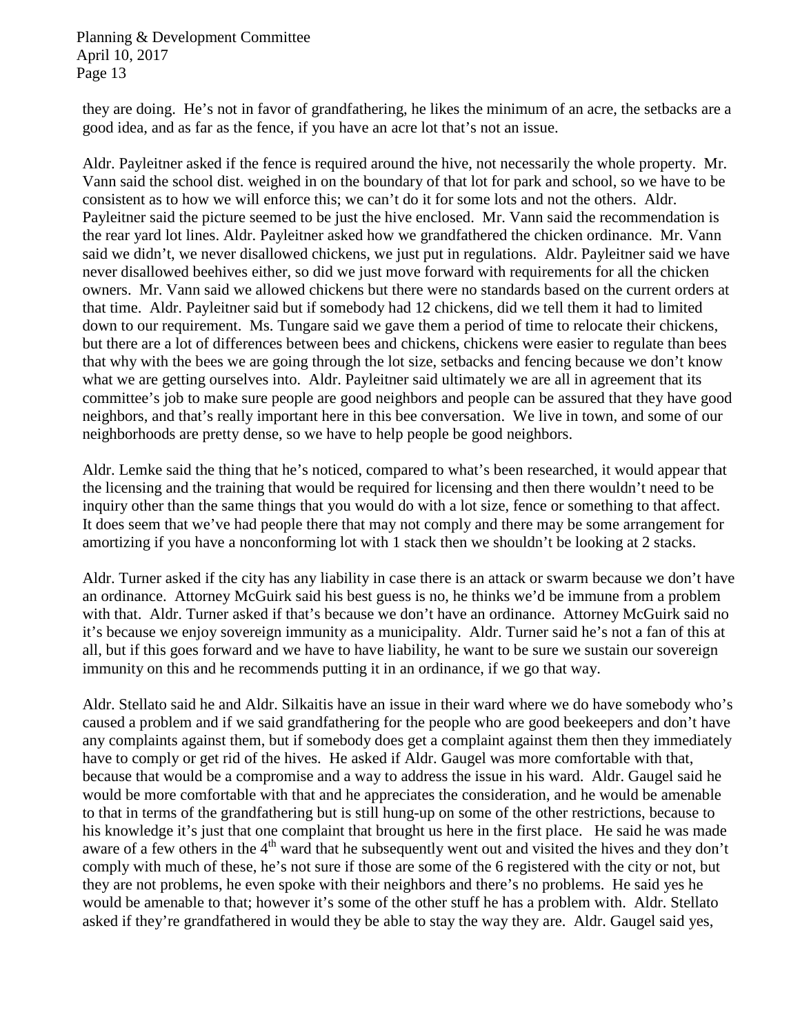they are doing. He's not in favor of grandfathering, he likes the minimum of an acre, the setbacks are a good idea, and as far as the fence, if you have an acre lot that's not an issue.

Aldr. Payleitner asked if the fence is required around the hive, not necessarily the whole property. Mr. Vann said the school dist. weighed in on the boundary of that lot for park and school, so we have to be consistent as to how we will enforce this; we can't do it for some lots and not the others. Aldr. Payleitner said the picture seemed to be just the hive enclosed. Mr. Vann said the recommendation is the rear yard lot lines. Aldr. Payleitner asked how we grandfathered the chicken ordinance. Mr. Vann said we didn't, we never disallowed chickens, we just put in regulations. Aldr. Payleitner said we have never disallowed beehives either, so did we just move forward with requirements for all the chicken owners. Mr. Vann said we allowed chickens but there were no standards based on the current orders at that time. Aldr. Payleitner said but if somebody had 12 chickens, did we tell them it had to limited down to our requirement. Ms. Tungare said we gave them a period of time to relocate their chickens, but there are a lot of differences between bees and chickens, chickens were easier to regulate than bees that why with the bees we are going through the lot size, setbacks and fencing because we don't know what we are getting ourselves into. Aldr. Payleitner said ultimately we are all in agreement that its committee's job to make sure people are good neighbors and people can be assured that they have good neighbors, and that's really important here in this bee conversation. We live in town, and some of our neighborhoods are pretty dense, so we have to help people be good neighbors.

Aldr. Lemke said the thing that he's noticed, compared to what's been researched, it would appear that the licensing and the training that would be required for licensing and then there wouldn't need to be inquiry other than the same things that you would do with a lot size, fence or something to that affect. It does seem that we've had people there that may not comply and there may be some arrangement for amortizing if you have a nonconforming lot with 1 stack then we shouldn't be looking at 2 stacks.

Aldr. Turner asked if the city has any liability in case there is an attack or swarm because we don't have an ordinance. Attorney McGuirk said his best guess is no, he thinks we'd be immune from a problem with that. Aldr. Turner asked if that's because we don't have an ordinance. Attorney McGuirk said no it's because we enjoy sovereign immunity as a municipality. Aldr. Turner said he's not a fan of this at all, but if this goes forward and we have to have liability, he want to be sure we sustain our sovereign immunity on this and he recommends putting it in an ordinance, if we go that way.

Aldr. Stellato said he and Aldr. Silkaitis have an issue in their ward where we do have somebody who's caused a problem and if we said grandfathering for the people who are good beekeepers and don't have any complaints against them, but if somebody does get a complaint against them then they immediately have to comply or get rid of the hives. He asked if Aldr. Gaugel was more comfortable with that, because that would be a compromise and a way to address the issue in his ward. Aldr. Gaugel said he would be more comfortable with that and he appreciates the consideration, and he would be amenable to that in terms of the grandfathering but is still hung-up on some of the other restrictions, because to his knowledge it's just that one complaint that brought us here in the first place. He said he was made aware of a few others in the 4th ward that he subsequently went out and visited the hives and they don't comply with much of these, he's not sure if those are some of the 6 registered with the city or not, but they are not problems, he even spoke with their neighbors and there's no problems. He said yes he would be amenable to that; however it's some of the other stuff he has a problem with. Aldr. Stellato asked if they're grandfathered in would they be able to stay the way they are. Aldr. Gaugel said yes,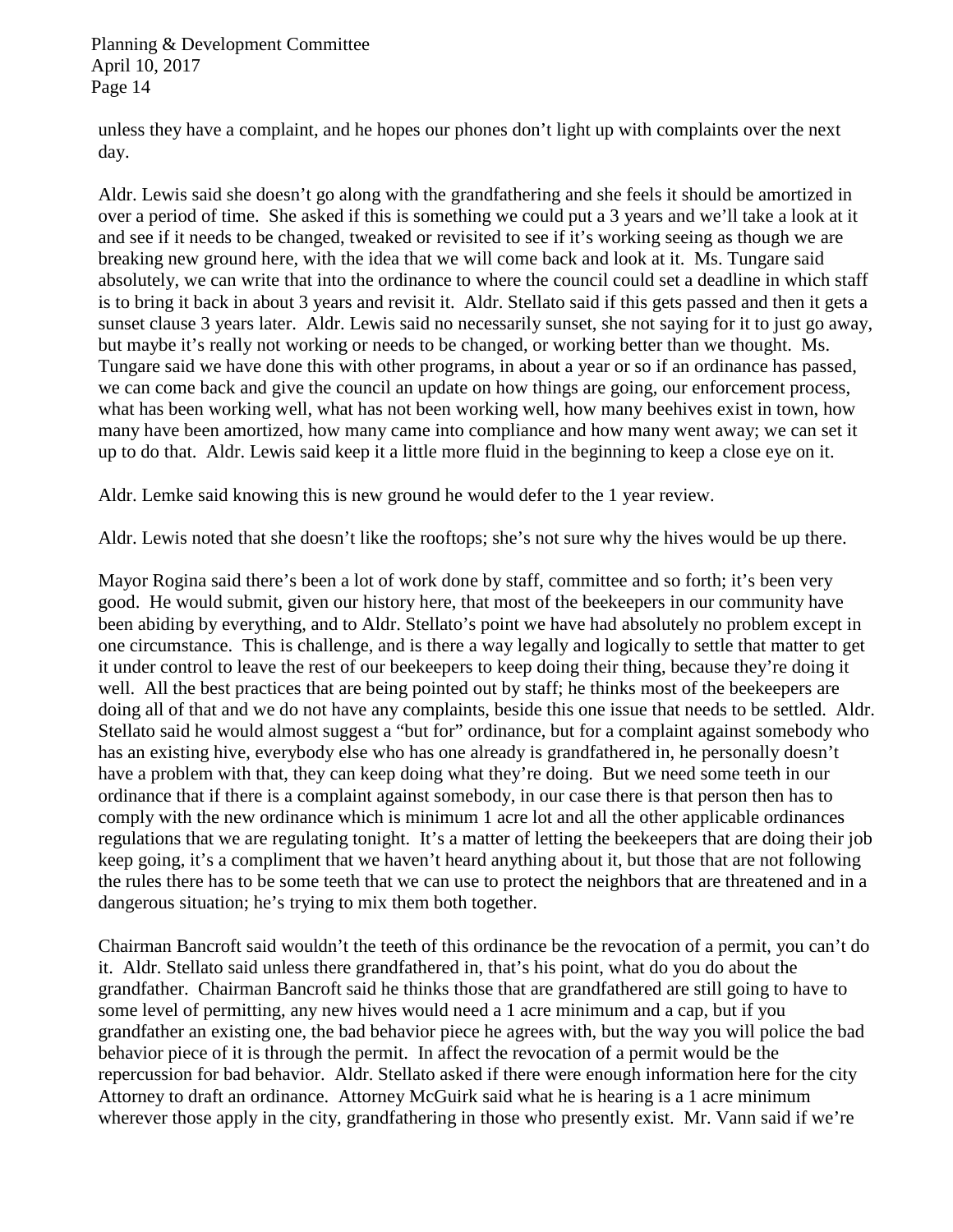unless they have a complaint, and he hopes our phones don't light up with complaints over the next day.

Aldr. Lewis said she doesn't go along with the grandfathering and she feels it should be amortized in over a period of time. She asked if this is something we could put a 3 years and we'll take a look at it and see if it needs to be changed, tweaked or revisited to see if it's working seeing as though we are breaking new ground here, with the idea that we will come back and look at it. Ms. Tungare said absolutely, we can write that into the ordinance to where the council could set a deadline in which staff is to bring it back in about 3 years and revisit it. Aldr. Stellato said if this gets passed and then it gets a sunset clause 3 years later. Aldr. Lewis said no necessarily sunset, she not saying for it to just go away, but maybe it's really not working or needs to be changed, or working better than we thought. Ms. Tungare said we have done this with other programs, in about a year or so if an ordinance has passed, we can come back and give the council an update on how things are going, our enforcement process, what has been working well, what has not been working well, how many beehives exist in town, how many have been amortized, how many came into compliance and how many went away; we can set it up to do that. Aldr. Lewis said keep it a little more fluid in the beginning to keep a close eye on it.

Aldr. Lemke said knowing this is new ground he would defer to the 1 year review.

Aldr. Lewis noted that she doesn't like the rooftops; she's not sure why the hives would be up there.

Mayor Rogina said there's been a lot of work done by staff, committee and so forth; it's been very good. He would submit, given our history here, that most of the beekeepers in our community have been abiding by everything, and to Aldr. Stellato's point we have had absolutely no problem except in one circumstance. This is challenge, and is there a way legally and logically to settle that matter to get it under control to leave the rest of our beekeepers to keep doing their thing, because they're doing it well. All the best practices that are being pointed out by staff; he thinks most of the beekeepers are doing all of that and we do not have any complaints, beside this one issue that needs to be settled. Aldr. Stellato said he would almost suggest a "but for" ordinance, but for a complaint against somebody who has an existing hive, everybody else who has one already is grandfathered in, he personally doesn't have a problem with that, they can keep doing what they're doing. But we need some teeth in our ordinance that if there is a complaint against somebody, in our case there is that person then has to comply with the new ordinance which is minimum 1 acre lot and all the other applicable ordinances regulations that we are regulating tonight. It's a matter of letting the beekeepers that are doing their job keep going, it's a compliment that we haven't heard anything about it, but those that are not following the rules there has to be some teeth that we can use to protect the neighbors that are threatened and in a dangerous situation; he's trying to mix them both together.

Chairman Bancroft said wouldn't the teeth of this ordinance be the revocation of a permit, you can't do it. Aldr. Stellato said unless there grandfathered in, that's his point, what do you do about the grandfather. Chairman Bancroft said he thinks those that are grandfathered are still going to have to some level of permitting, any new hives would need a 1 acre minimum and a cap, but if you grandfather an existing one, the bad behavior piece he agrees with, but the way you will police the bad behavior piece of it is through the permit. In affect the revocation of a permit would be the repercussion for bad behavior. Aldr. Stellato asked if there were enough information here for the city Attorney to draft an ordinance. Attorney McGuirk said what he is hearing is a 1 acre minimum wherever those apply in the city, grandfathering in those who presently exist. Mr. Vann said if we're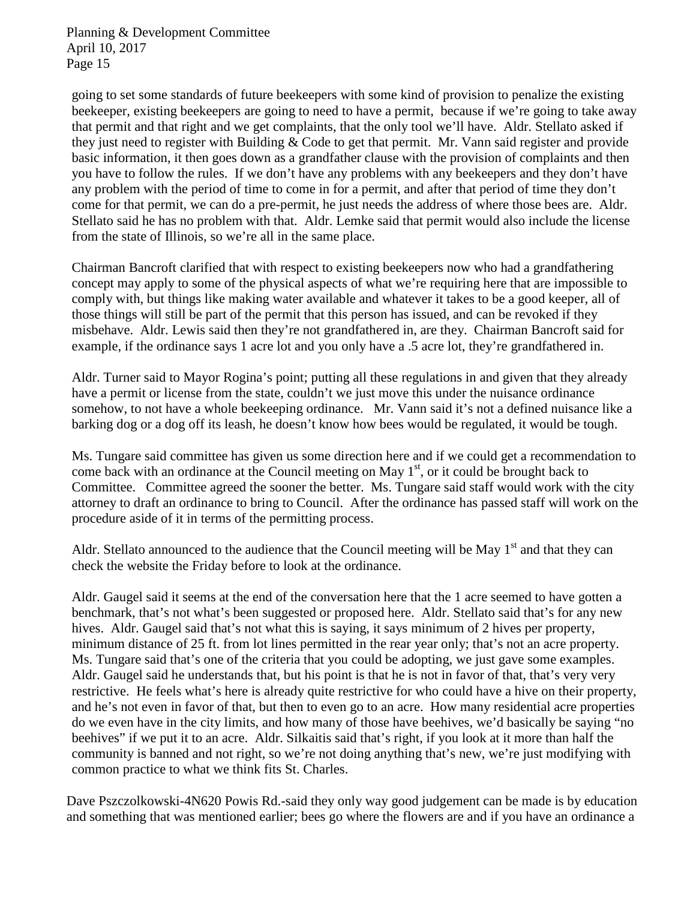going to set some standards of future beekeepers with some kind of provision to penalize the existing beekeeper, existing beekeepers are going to need to have a permit, because if we're going to take away that permit and that right and we get complaints, that the only tool we'll have. Aldr. Stellato asked if they just need to register with Building & Code to get that permit. Mr. Vann said register and provide basic information, it then goes down as a grandfather clause with the provision of complaints and then you have to follow the rules. If we don't have any problems with any beekeepers and they don't have any problem with the period of time to come in for a permit, and after that period of time they don't come for that permit, we can do a pre-permit, he just needs the address of where those bees are. Aldr. Stellato said he has no problem with that. Aldr. Lemke said that permit would also include the license from the state of Illinois, so we're all in the same place.

Chairman Bancroft clarified that with respect to existing beekeepers now who had a grandfathering concept may apply to some of the physical aspects of what we're requiring here that are impossible to comply with, but things like making water available and whatever it takes to be a good keeper, all of those things will still be part of the permit that this person has issued, and can be revoked if they misbehave. Aldr. Lewis said then they're not grandfathered in, are they. Chairman Bancroft said for example, if the ordinance says 1 acre lot and you only have a .5 acre lot, they're grandfathered in.

Aldr. Turner said to Mayor Rogina's point; putting all these regulations in and given that they already have a permit or license from the state, couldn't we just move this under the nuisance ordinance somehow, to not have a whole beekeeping ordinance. Mr. Vann said it's not a defined nuisance like a barking dog or a dog off its leash, he doesn't know how bees would be regulated, it would be tough.

Ms. Tungare said committee has given us some direction here and if we could get a recommendation to come back with an ordinance at the Council meeting on May 1st, or it could be brought back to Committee. Committee agreed the sooner the better. Ms. Tungare said staff would work with the city attorney to draft an ordinance to bring to Council. After the ordinance has passed staff will work on the procedure aside of it in terms of the permitting process.

Aldr. Stellato announced to the audience that the Council meeting will be May 1st and that they can check the website the Friday before to look at the ordinance.

Aldr. Gaugel said it seems at the end of the conversation here that the 1 acre seemed to have gotten a benchmark, that's not what's been suggested or proposed here. Aldr. Stellato said that's for any new hives. Aldr. Gaugel said that's not what this is saying, it says minimum of 2 hives per property, minimum distance of 25 ft. from lot lines permitted in the rear year only; that's not an acre property. Ms. Tungare said that's one of the criteria that you could be adopting, we just gave some examples. Aldr. Gaugel said he understands that, but his point is that he is not in favor of that, that's very very restrictive. He feels what's here is already quite restrictive for who could have a hive on their property, and he's not even in favor of that, but then to even go to an acre. How many residential acre properties do we even have in the city limits, and how many of those have beehives, we'd basically be saying "no beehives" if we put it to an acre. Aldr. Silkaitis said that's right, if you look at it more than half the community is banned and not right, so we're not doing anything that's new, we're just modifying with common practice to what we think fits St. Charles.

Dave Pszczolkowski-4N620 Powis Rd.-said they only way good judgement can be made is by education and something that was mentioned earlier; bees go where the flowers are and if you have an ordinance a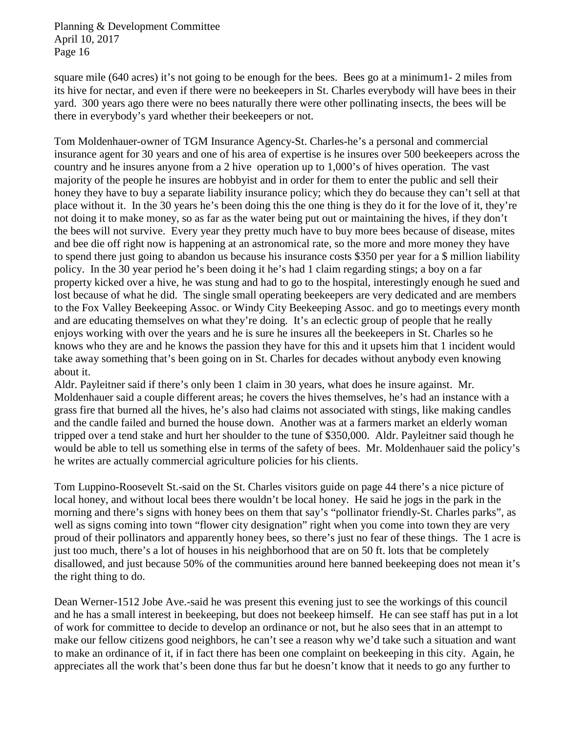square mile (640 acres) it's not going to be enough for the bees. Bees go at a minimum1- 2 miles from its hive for nectar, and even if there were no beekeepers in St. Charles everybody will have bees in their yard. 300 years ago there were no bees naturally there were other pollinating insects, the bees will be there in everybody's yard whether their beekeepers or not.

Tom Moldenhauer-owner of TGM Insurance Agency-St. Charles-he's a personal and commercial insurance agent for 30 years and one of his area of expertise is he insures over 500 beekeepers across the country and he insures anyone from a 2 hive operation up to 1,000's of hives operation. The vast majority of the people he insures are hobbyist and in order for them to enter the public and sell their honey they have to buy a separate liability insurance policy; which they do because they can't sell at that place without it. In the 30 years he's been doing this the one thing is they do it for the love of it, they're not doing it to make money, so as far as the water being put out or maintaining the hives, if they don't the bees will not survive. Every year they pretty much have to buy more bees because of disease, mites and bee die off right now is happening at an astronomical rate, so the more and more money they have to spend there just going to abandon us because his insurance costs $350 per year for a $ million liability policy. In the 30 year period he's been doing it he's had 1 claim regarding stings; a boy on a far property kicked over a hive, he was stung and had to go to the hospital, interestingly enough he sued and lost because of what he did. The single small operating beekeepers are very dedicated and are members to the Fox Valley Beekeeping Assoc. or Windy City Beekeeping Assoc. and go to meetings every month and are educating themselves on what they're doing. It's an eclectic group of people that he really enjoys working with over the years and he is sure he insures all the beekeepers in St. Charles so he knows who they are and he knows the passion they have for this and it upsets him that 1 incident would take away something that's been going on in St. Charles for decades without anybody even knowing about it.

Aldr. Payleitner said if there's only been 1 claim in 30 years, what does he insure against. Mr. Moldenhauer said a couple different areas; he covers the hives themselves, he's had an instance with a grass fire that burned all the hives, he's also had claims not associated with stings, like making candles and the candle failed and burned the house down. Another was at a farmers market an elderly woman tripped over a tend stake and hurt her shoulder to the tune of $350,000. Aldr. Payleitner said though he would be able to tell us something else in terms of the safety of bees. Mr. Moldenhauer said the policy's he writes are actually commercial agriculture policies for his clients.

Tom Luppino-Roosevelt St.-said on the St. Charles visitors guide on page 44 there's a nice picture of local honey, and without local bees there wouldn't be local honey. He said he jogs in the park in the morning and there's signs with honey bees on them that say's "pollinator friendly-St. Charles parks", as well as signs coming into town "flower city designation" right when you come into town they are very proud of their pollinators and apparently honey bees, so there's just no fear of these things. The 1 acre is just too much, there's a lot of houses in his neighborhood that are on 50 ft. lots that be completely disallowed, and just because 50% of the communities around here banned beekeeping does not mean it's the right thing to do.

Dean Werner-1512 Jobe Ave.-said he was present this evening just to see the workings of this council and he has a small interest in beekeeping, but does not beekeep himself. He can see staff has put in a lot of work for committee to decide to develop an ordinance or not, but he also sees that in an attempt to make our fellow citizens good neighbors, he can't see a reason why we'd take such a situation and want to make an ordinance of it, if in fact there has been one complaint on beekeeping in this city. Again, he appreciates all the work that's been done thus far but he doesn't know that it needs to go any further to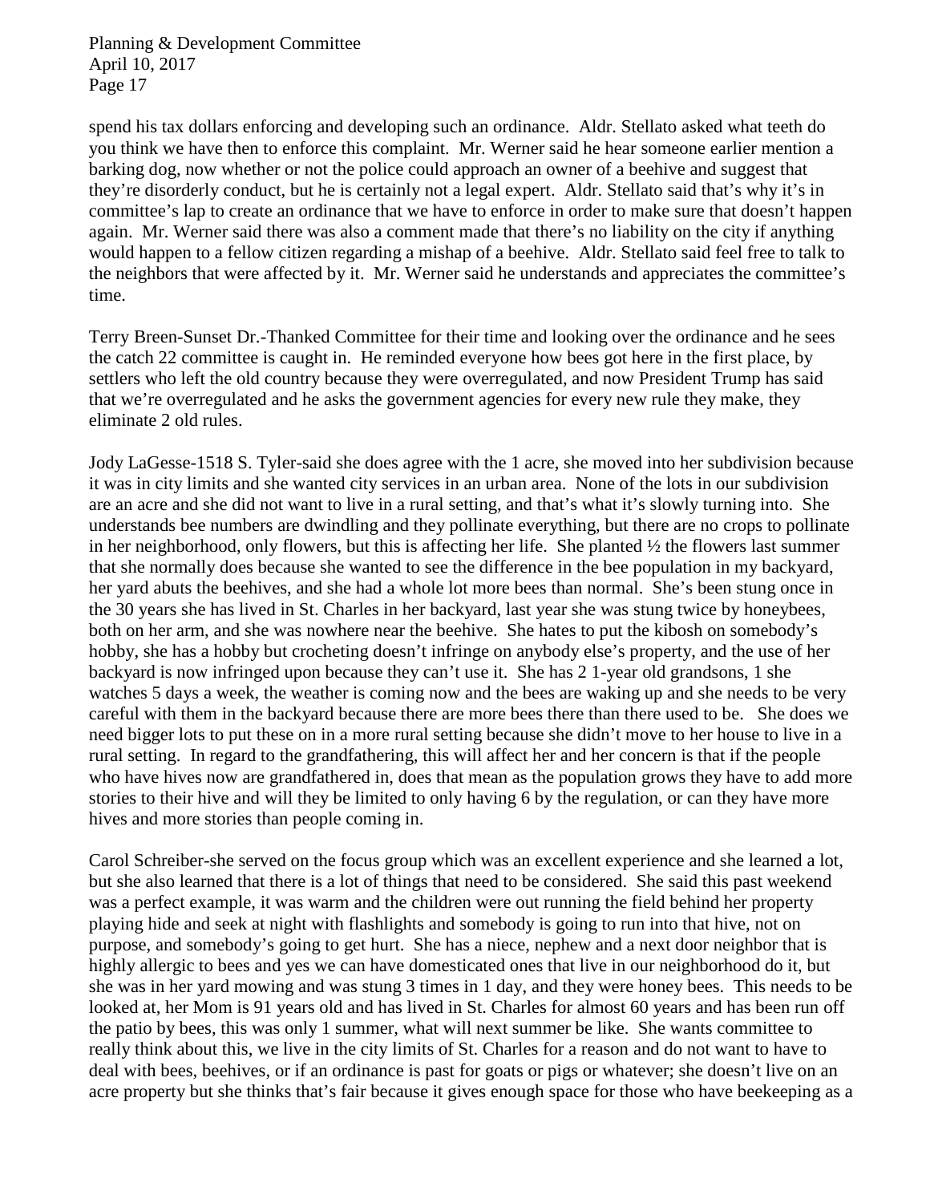spend his tax dollars enforcing and developing such an ordinance. Aldr. Stellato asked what teeth do you think we have then to enforce this complaint. Mr. Werner said he hear someone earlier mention a barking dog, now whether or not the police could approach an owner of a beehive and suggest that they're disorderly conduct, but he is certainly not a legal expert. Aldr. Stellato said that's why it's in committee's lap to create an ordinance that we have to enforce in order to make sure that doesn't happen again. Mr. Werner said there was also a comment made that there's no liability on the city if anything would happen to a fellow citizen regarding a mishap of a beehive. Aldr. Stellato said feel free to talk to the neighbors that were affected by it. Mr. Werner said he understands and appreciates the committee's time.

Terry Breen-Sunset Dr.-Thanked Committee for their time and looking over the ordinance and he sees the catch 22 committee is caught in. He reminded everyone how bees got here in the first place, by settlers who left the old country because they were overregulated, and now President Trump has said that we're overregulated and he asks the government agencies for every new rule they make, they eliminate 2 old rules.

Jody LaGesse-1518 S. Tyler-said she does agree with the 1 acre, she moved into her subdivision because it was in city limits and she wanted city services in an urban area. None of the lots in our subdivision are an acre and she did not want to live in a rural setting, and that's what it's slowly turning into. She understands bee numbers are dwindling and they pollinate everything, but there are no crops to pollinate in her neighborhood, only flowers, but this is affecting her life. She planted ½ the flowers last summer that she normally does because she wanted to see the difference in the bee population in my backyard, her yard abuts the beehives, and she had a whole lot more bees than normal. She's been stung once in the 30 years she has lived in St. Charles in her backyard, last year she was stung twice by honeybees, both on her arm, and she was nowhere near the beehive. She hates to put the kibosh on somebody's hobby, she has a hobby but crocheting doesn't infringe on anybody else's property, and the use of her backyard is now infringed upon because they can't use it. She has 2 1-year old grandsons, 1 she watches 5 days a week, the weather is coming now and the bees are waking up and she needs to be very careful with them in the backyard because there are more bees there than there used to be. She does we need bigger lots to put these on in a more rural setting because she didn't move to her house to live in a rural setting. In regard to the grandfathering, this will affect her and her concern is that if the people who have hives now are grandfathered in, does that mean as the population grows they have to add more stories to their hive and will they be limited to only having 6 by the regulation, or can they have more hives and more stories than people coming in.

Carol Schreiber-she served on the focus group which was an excellent experience and she learned a lot, but she also learned that there is a lot of things that need to be considered. She said this past weekend was a perfect example, it was warm and the children were out running the field behind her property playing hide and seek at night with flashlights and somebody is going to run into that hive, not on purpose, and somebody's going to get hurt. She has a niece, nephew and a next door neighbor that is highly allergic to bees and yes we can have domesticated ones that live in our neighborhood do it, but she was in her yard mowing and was stung 3 times in 1 day, and they were honey bees. This needs to be looked at, her Mom is 91 years old and has lived in St. Charles for almost 60 years and has been run off the patio by bees, this was only 1 summer, what will next summer be like. She wants committee to really think about this, we live in the city limits of St. Charles for a reason and do not want to have to deal with bees, beehives, or if an ordinance is past for goats or pigs or whatever; she doesn't live on an acre property but she thinks that's fair because it gives enough space for those who have beekeeping as a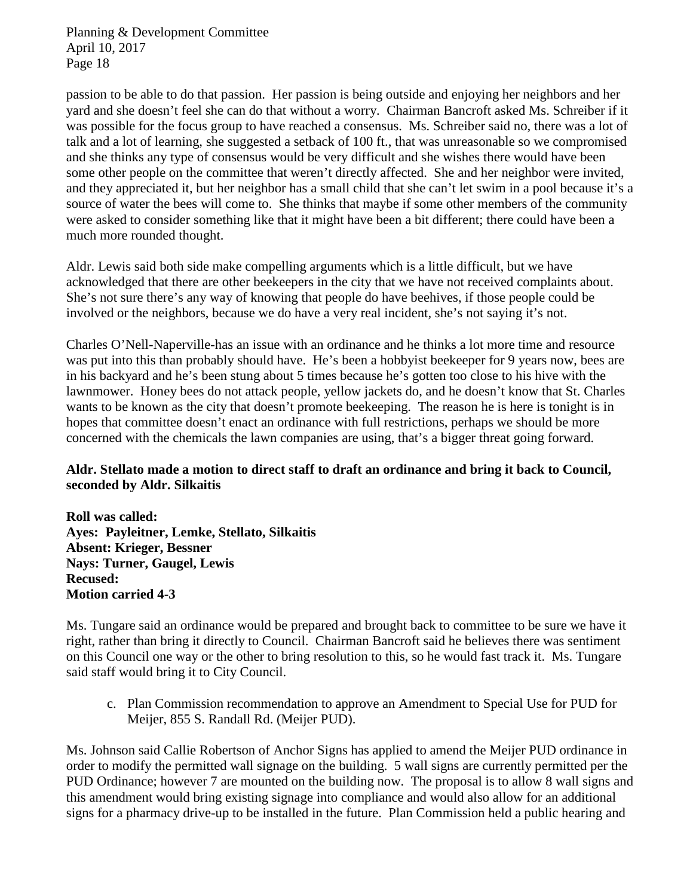passion to be able to do that passion. Her passion is being outside and enjoying her neighbors and her yard and she doesn't feel she can do that without a worry. Chairman Bancroft asked Ms. Schreiber if it was possible for the focus group to have reached a consensus. Ms. Schreiber said no, there was a lot of talk and a lot of learning, she suggested a setback of 100 ft., that was unreasonable so we compromised and she thinks any type of consensus would be very difficult and she wishes there would have been some other people on the committee that weren't directly affected. She and her neighbor were invited, and they appreciated it, but her neighbor has a small child that she can't let swim in a pool because it's a source of water the bees will come to. She thinks that maybe if some other members of the community were asked to consider something like that it might have been a bit different; there could have been a much more rounded thought.

Aldr. Lewis said both side make compelling arguments which is a little difficult, but we have acknowledged that there are other beekeepers in the city that we have not received complaints about. She's not sure there's any way of knowing that people do have beehives, if those people could be involved or the neighbors, because we do have a very real incident, she's not saying it's not.

Charles O'Nell-Naperville-has an issue with an ordinance and he thinks a lot more time and resource was put into this than probably should have. He's been a hobbyist beekeeper for 9 years now, bees are in his backyard and he's been stung about 5 times because he's gotten too close to his hive with the lawnmower. Honey bees do not attack people, yellow jackets do, and he doesn't know that St. Charles wants to be known as the city that doesn't promote beekeeping. The reason he is here is tonight is in hopes that committee doesn't enact an ordinance with full restrictions, perhaps we should be more concerned with the chemicals the lawn companies are using, that's a bigger threat going forward.

**Aldr. Stellato made a motion to direct staff to draft an ordinance and bring it back to Council, seconded by Aldr. Silkaitis**

**Roll was called:**
**Ayes: Payleitner, Lemke, Stellato, Silkaitis**
**Absent: Krieger, Bessner**
**Nays: Turner, Gaugel, Lewis**
**Recused:**
**Motion carried 4-3**

Ms. Tungare said an ordinance would be prepared and brought back to committee to be sure we have it right, rather than bring it directly to Council. Chairman Bancroft said he believes there was sentiment on this Council one way or the other to bring resolution to this, so he would fast track it. Ms. Tungare said staff would bring it to City Council.

c. Plan Commission recommendation to approve an Amendment to Special Use for PUD for Meijer, 855 S. Randall Rd. (Meijer PUD).

Ms. Johnson said Callie Robertson of Anchor Signs has applied to amend the Meijer PUD ordinance in order to modify the permitted wall signage on the building. 5 wall signs are currently permitted per the PUD Ordinance; however 7 are mounted on the building now. The proposal is to allow 8 wall signs and this amendment would bring existing signage into compliance and would also allow for an additional signs for a pharmacy drive-up to be installed in the future. Plan Commission held a public hearing and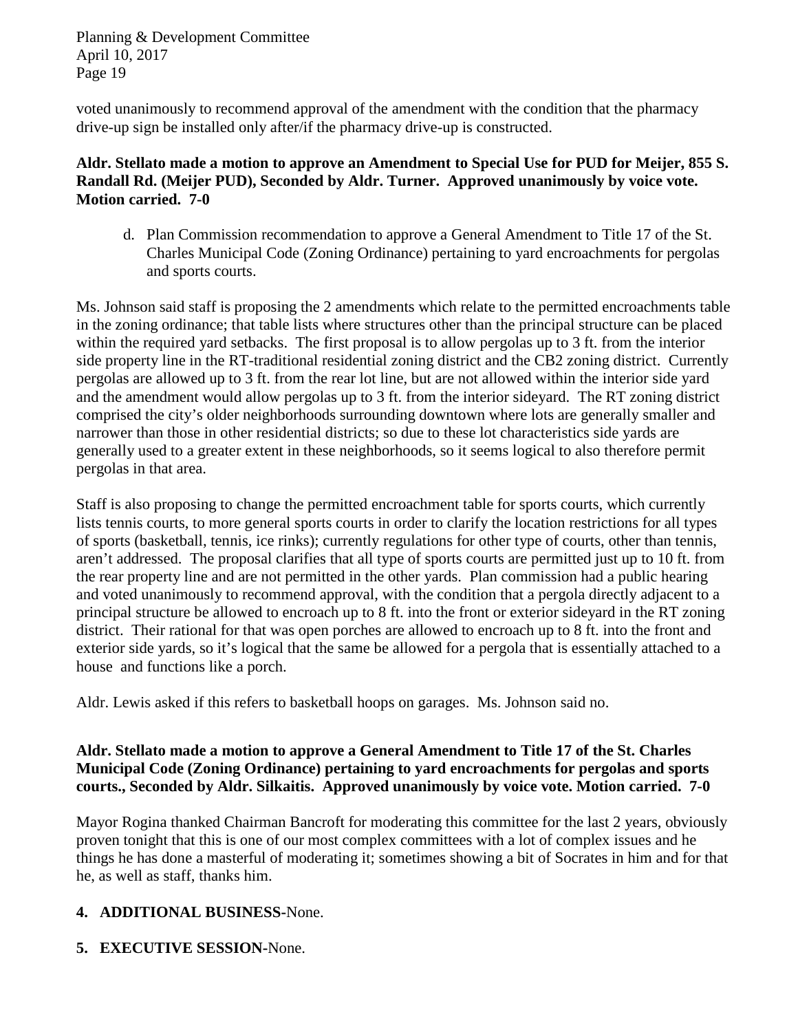voted unanimously to recommend approval of the amendment with the condition that the pharmacy drive-up sign be installed only after/if the pharmacy drive-up is constructed.

**Aldr. Stellato made a motion to approve an Amendment to Special Use for PUD for Meijer, 855 S. Randall Rd. (Meijer PUD), Seconded by Aldr. Turner. Approved unanimously by voice vote. Motion carried. 7-0**

d. Plan Commission recommendation to approve a General Amendment to Title 17 of the St. Charles Municipal Code (Zoning Ordinance) pertaining to yard encroachments for pergolas and sports courts.

Ms. Johnson said staff is proposing the 2 amendments which relate to the permitted encroachments table in the zoning ordinance; that table lists where structures other than the principal structure can be placed within the required yard setbacks. The first proposal is to allow pergolas up to 3 ft. from the interior side property line in the RT-traditional residential zoning district and the CB2 zoning district. Currently pergolas are allowed up to 3 ft. from the rear lot line, but are not allowed within the interior side yard and the amendment would allow pergolas up to 3 ft. from the interior sideyard. The RT zoning district comprised the city's older neighborhoods surrounding downtown where lots are generally smaller and narrower than those in other residential districts; so due to these lot characteristics side yards are generally used to a greater extent in these neighborhoods, so it seems logical to also therefore permit pergolas in that area.

Staff is also proposing to change the permitted encroachment table for sports courts, which currently lists tennis courts, to more general sports courts in order to clarify the location restrictions for all types of sports (basketball, tennis, ice rinks); currently regulations for other type of courts, other than tennis, aren't addressed. The proposal clarifies that all type of sports courts are permitted just up to 10 ft. from the rear property line and are not permitted in the other yards. Plan commission had a public hearing and voted unanimously to recommend approval, with the condition that a pergola directly adjacent to a principal structure be allowed to encroach up to 8 ft. into the front or exterior sideyard in the RT zoning district. Their rational for that was open porches are allowed to encroach up to 8 ft. into the front and exterior side yards, so it's logical that the same be allowed for a pergola that is essentially attached to a house and functions like a porch.

Aldr. Lewis asked if this refers to basketball hoops on garages. Ms. Johnson said no.

**Aldr. Stellato made a motion to approve a General Amendment to Title 17 of the St. Charles Municipal Code (Zoning Ordinance) pertaining to yard encroachments for pergolas and sports courts., Seconded by Aldr. Silkaitis. Approved unanimously by voice vote. Motion carried. 7-0**

Mayor Rogina thanked Chairman Bancroft for moderating this committee for the last 2 years, obviously proven tonight that this is one of our most complex committees with a lot of complex issues and he things he has done a masterful of moderating it; sometimes showing a bit of Socrates in him and for that he, as well as staff, thanks him.

**4. ADDITIONAL BUSINESS-**None.

**5. EXECUTIVE SESSION-**None.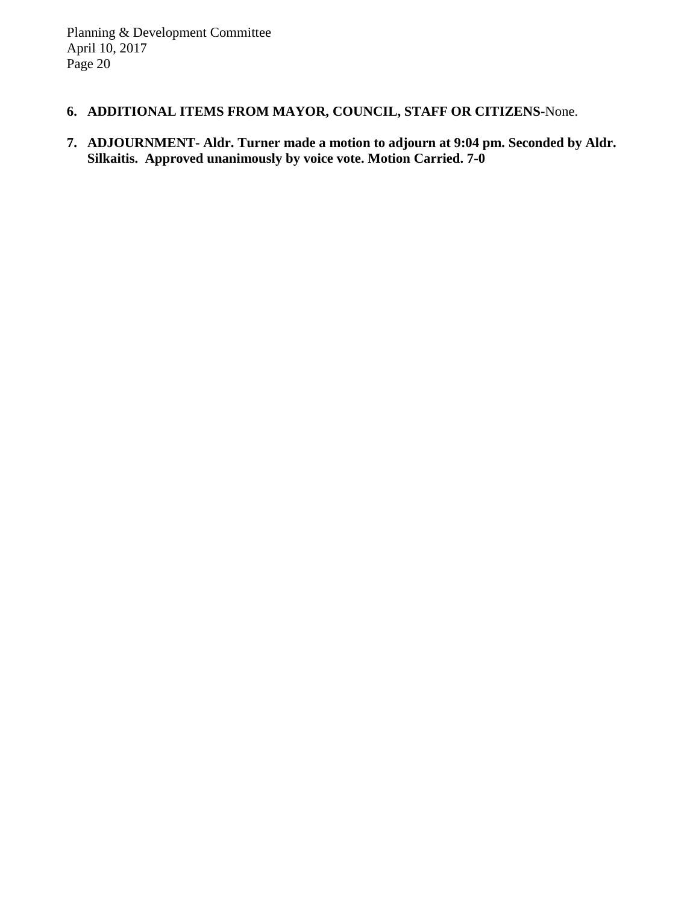6. **ADDITIONAL ITEMS FROM MAYOR, COUNCIL, STAFF OR CITIZENS-**None.

7. **ADJOURNMENT- Aldr. Turner made a motion to adjourn at 9:04 pm. Seconded by Aldr. Silkaitis. Approved unanimously by voice vote. Motion Carried. 7-0**